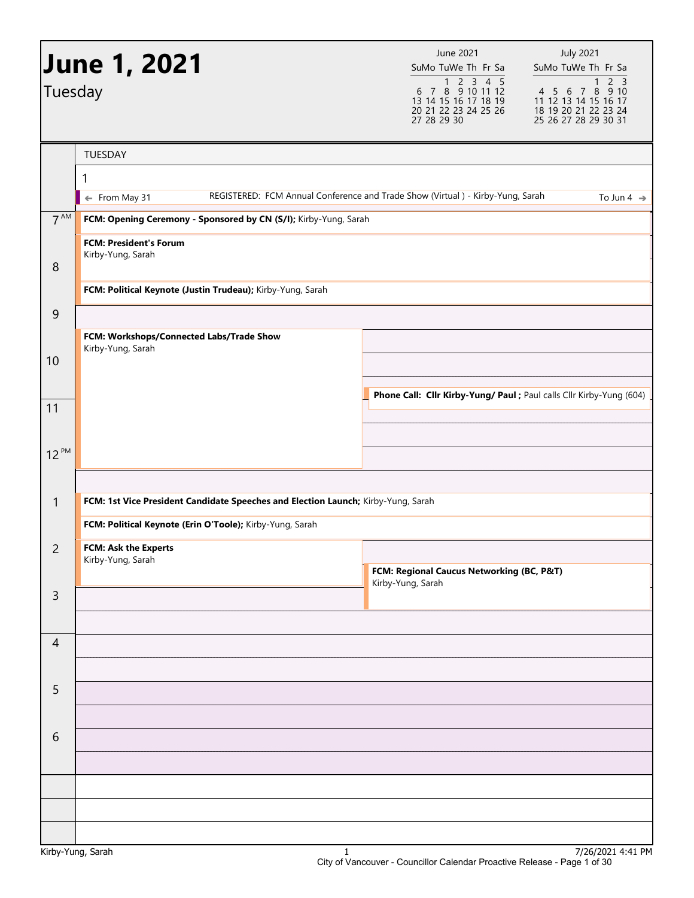# June 1, 2021

Tuesday

| June 2021 | | | | | | |
|---|---|---|---|---|---|---|
| Su | Mo | Tu | We | Th | Fr | Sa |
| | | 1 | 2 | 3 | 4 | 5 |
| 6 | 7 | 8 | 9 | 10 | 11 | 12 |
| 13 | 14 | 15 | 16 | 17 | 18 | 19 |
| 20 | 21 | 22 | 23 | 24 | 25 | 26 |
| 27 | 28 | 29 | 30 | | | |

| July 2021 | | | | | | |
|---|---|---|---|---|---|---|
| Su | Mo | Tu | We | Th | Fr | Sa |
| | | | | 1 | 2 | 3 |
| 4 | 5 | 6 | 7 | 8 | 9 | 10 |
| 11 | 12 | 13 | 14 | 15 | 16 | 17 |
| 18 | 19 | 20 | 21 | 22 | 23 | 24 |
| 25 | 26 | 27 | 28 | 29 | 30 | 31 |

## TUESDAY 1

← From May 31 — REGISTERED: FCM Annual Conference and Trade Show (Virtual ) - Kirby-Yung, Sarah — To Jun 4 →

| Time | Events |
|---|---|
| 7 AM | **FCM: Opening Ceremony - Sponsored by CN (S/I);** Kirby-Yung, Sarah |
| | **FCM: President's Forum** Kirby-Yung, Sarah |
| 8 | **FCM: Political Keynote (Justin Trudeau);** Kirby-Yung, Sarah |
| 9 | |
| | **FCM: Workshops/Connected Labs/Trade Show** Kirby-Yung, Sarah |
| 10 | |
| | **Phone Call: Cllr Kirby-Yung/ Paul ;** Paul calls Cllr Kirby-Yung (604) |
| 11 | |
| 12 PM | |
| 1 | **FCM: 1st Vice President Candidate Speeches and Election Launch;** Kirby-Yung, Sarah |
| | **FCM: Political Keynote (Erin O'Toole);** Kirby-Yung, Sarah |
| 2 | **FCM: Ask the Experts** Kirby-Yung, Sarah |
| | **FCM: Regional Caucus Networking (BC, P&T)** Kirby-Yung, Sarah |
| 3 | |
| 4 | |
| 5 | |
| 6 | |

Kirby-Yung, Sarah — 7/26/2021 4:41 PM

City of Vancouver - Councillor Calendar Proactive Release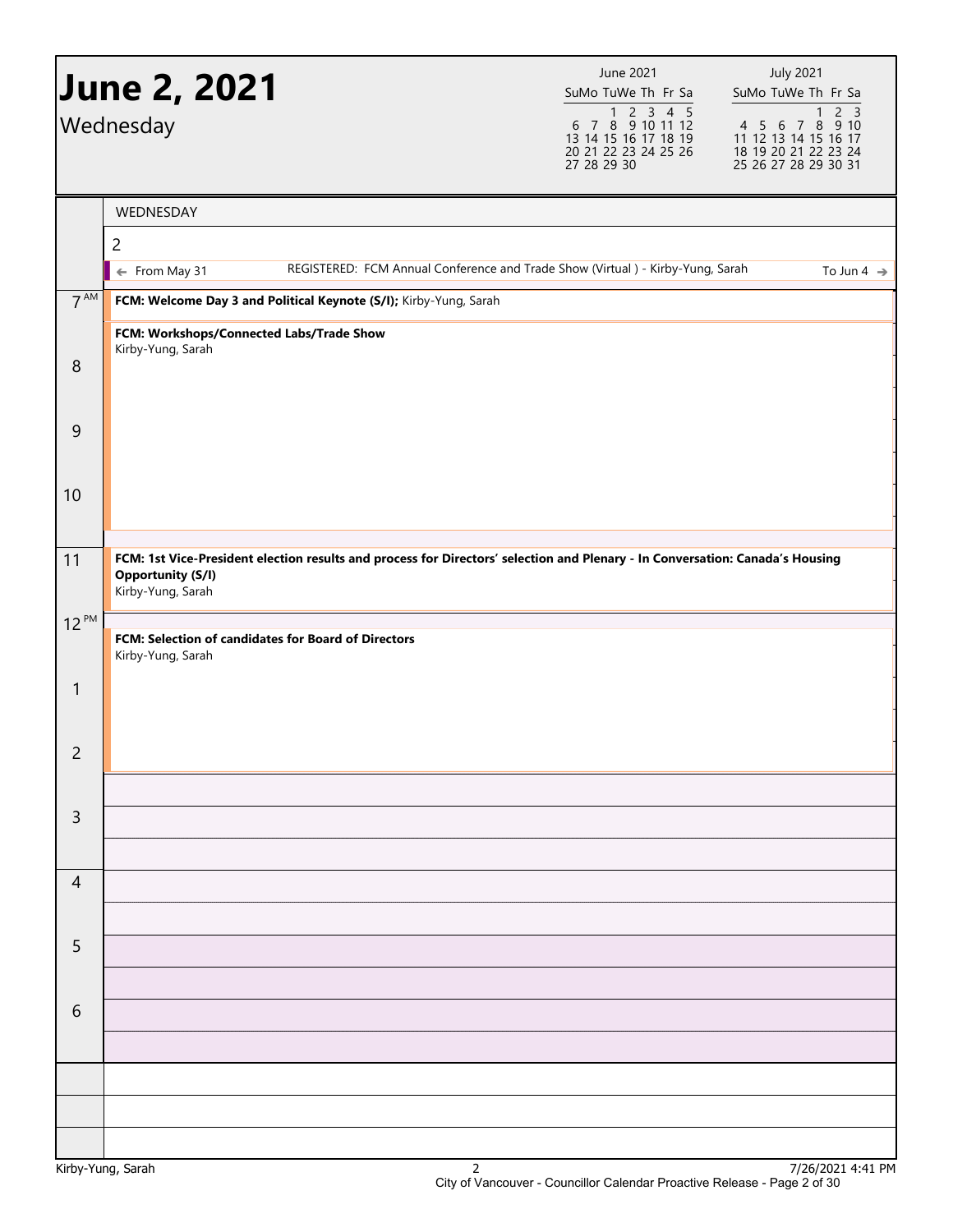# June 2, 2021

Wednesday

| June 2021 | | | | | | |
|---|---|---|---|---|---|---|
| Su | Mo | Tu | We | Th | Fr | Sa |
| | | 1 | 2 | 3 | 4 | 5 |
| 6 | 7 | 8 | 9 | 10 | 11 | 12 |
| 13 | 14 | 15 | 16 | 17 | 18 | 19 |
| 20 | 21 | 22 | 23 | 24 | 25 | 26 |
| 27 | 28 | 29 | 30 | | | |

| July 2021 | | | | | | |
|---|---|---|---|---|---|---|
| Su | Mo | Tu | We | Th | Fr | Sa |
| | | | | 1 | 2 | 3 |
| 4 | 5 | 6 | 7 | 8 | 9 | 10 |
| 11 | 12 | 13 | 14 | 15 | 16 | 17 |
| 18 | 19 | 20 | 21 | 22 | 23 | 24 |
| 25 | 26 | 27 | 28 | 29 | 30 | 31 |

WEDNESDAY

2

← From May 31 — REGISTERED: FCM Annual Conference and Trade Show (Virtual ) - Kirby-Yung, Sarah — To Jun 4 →

| Time | Event |
|---|---|
| 7 AM | **FCM: Welcome Day 3 and Political Keynote (S/I);** Kirby-Yung, Sarah |
| | **FCM: Workshops/Connected Labs/Trade Show** Kirby-Yung, Sarah |
| 8 | |
| 9 | |
| 10 | |
| 11 | **FCM: 1st Vice-President election results and process for Directors' selection and Plenary - In Conversation: Canada's Housing Opportunity (S/I)** Kirby-Yung, Sarah |
| 12 PM | **FCM: Selection of candidates for Board of Directors** Kirby-Yung, Sarah |
| 1 | |
| 2 | |
| 3 | |
| 4 | |
| 5 | |
| 6 | |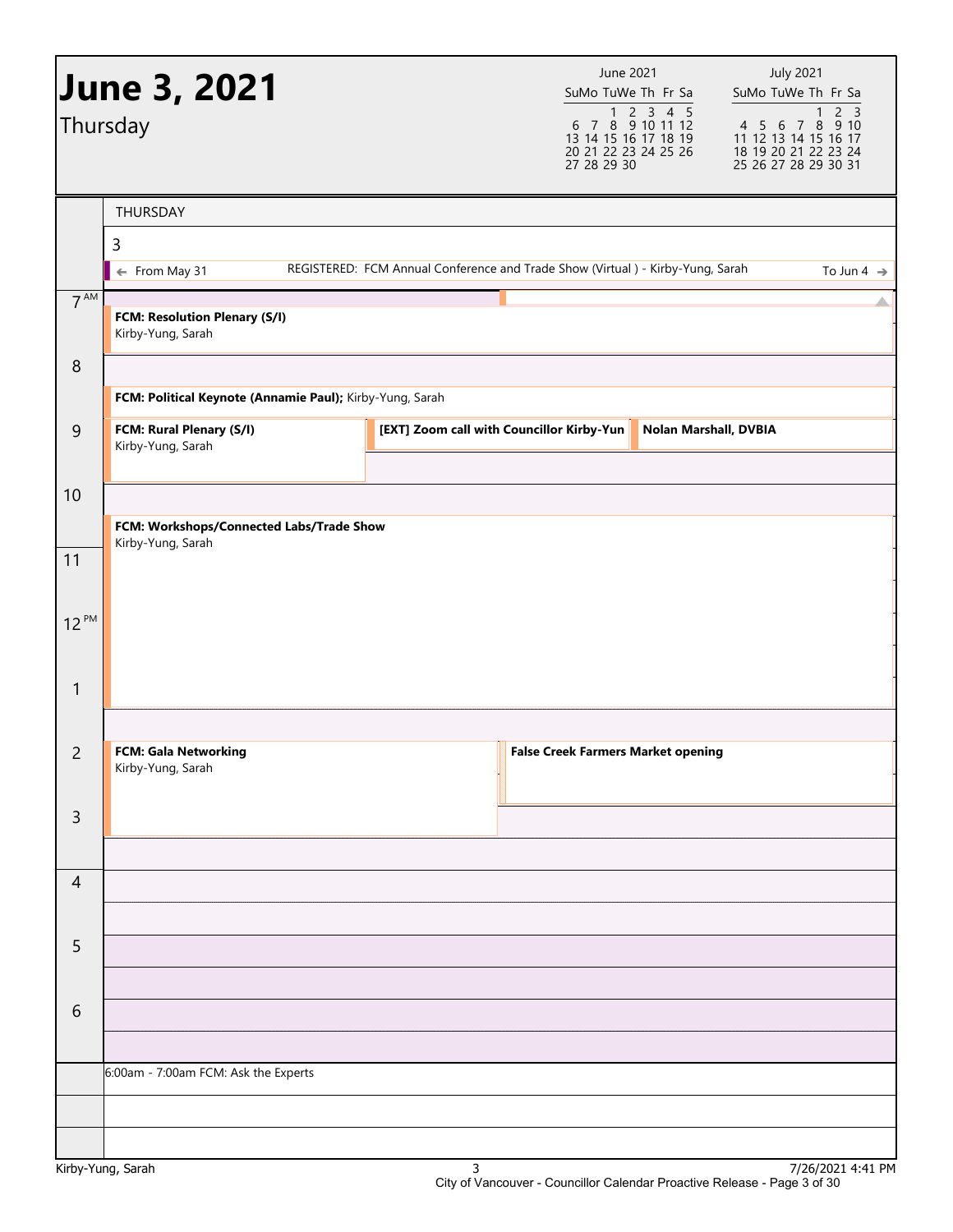# June 3, 2021

Thursday

| June 2021 | | | | | | |
|---|---|---|---|---|---|---|
| Su | Mo | Tu | We | Th | Fr | Sa |
| | | 1 | 2 | 3 | 4 | 5 |
| 6 | 7 | 8 | 9 | 10 | 11 | 12 |
| 13 | 14 | 15 | 16 | 17 | 18 | 19 |
| 20 | 21 | 22 | 23 | 24 | 25 | 26 |
| 27 | 28 | 29 | 30 | | | |

| July 2021 | | | | | | |
|---|---|---|---|---|---|---|
| Su | Mo | Tu | We | Th | Fr | Sa |
| | | | | 1 | 2 | 3 |
| 4 | 5 | 6 | 7 | 8 | 9 | 10 |
| 11 | 12 | 13 | 14 | 15 | 16 | 17 |
| 18 | 19 | 20 | 21 | 22 | 23 | 24 |
| 25 | 26 | 27 | 28 | 29 | 30 | 31 |

## THURSDAY 3

← From May 31 — REGISTERED: FCM Annual Conference and Trade Show (Virtual ) - Kirby-Yung, Sarah — To Jun 4 →

| Time | Events |
|---|---|
| 7 AM | **FCM: Resolution Plenary (S/I)** Kirby-Yung, Sarah |
| 8 | **FCM: Political Keynote (Annamie Paul);** Kirby-Yung, Sarah |
| 9 | **FCM: Rural Plenary (S/I)** Kirby-Yung, Sarah |
| 9 | **[EXT] Zoom call with Councillor Kirby-Yun** |
| 9 | **Nolan Marshall, DVBIA** |
| 10 | **FCM: Workshops/Connected Labs/Trade Show** Kirby-Yung, Sarah |
| 2 | **FCM: Gala Networking** Kirby-Yung, Sarah |
| 2 | **False Creek Farmers Market opening** |

6:00am - 7:00am FCM: Ask the Experts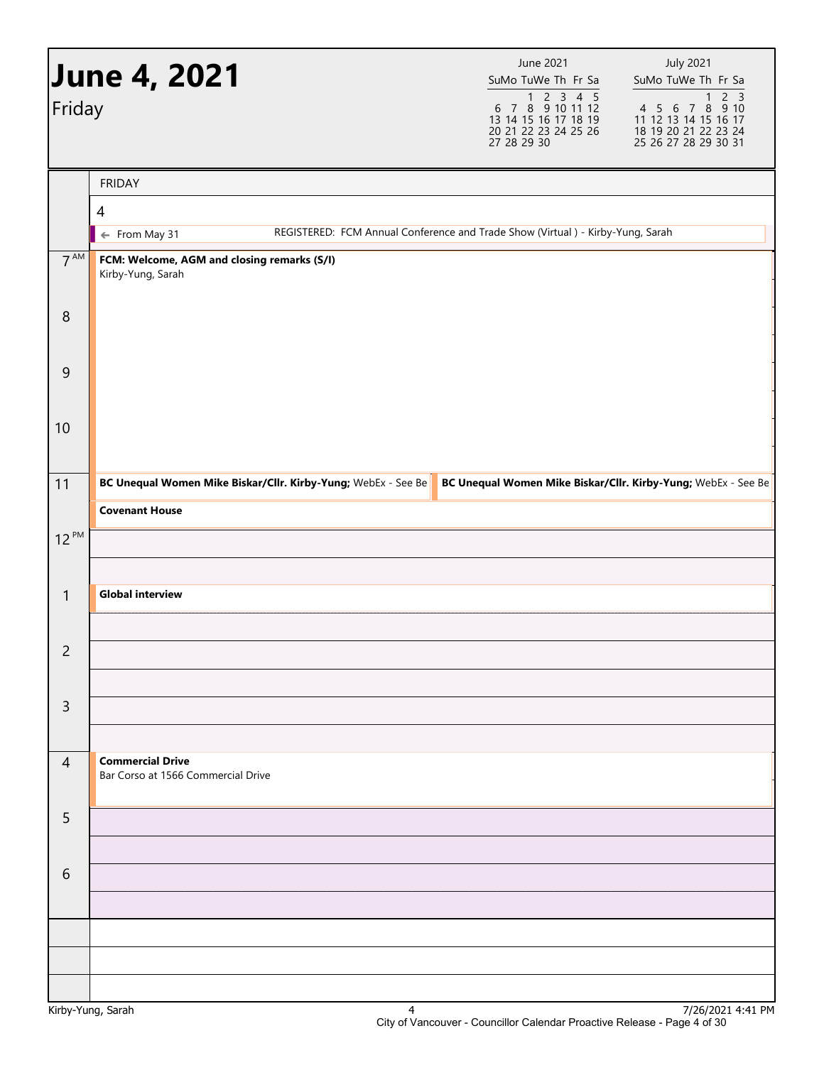# June 4, 2021

Friday

**June 2021**

| Su | Mo | Tu | We | Th | Fr | Sa |
|---|---|---|---|---|---|---|
| | | 1 | 2 | 3 | 4 | 5 |
| 6 | 7 | 8 | 9 | 10 | 11 | 12 |
| 13 | 14 | 15 | 16 | 17 | 18 | 19 |
| 20 | 21 | 22 | 23 | 24 | 25 | 26 |
| 27 | 28 | 29 | 30 | | | |

**July 2021**

| Su | Mo | Tu | We | Th | Fr | Sa |
|---|---|---|---|---|---|---|
| | | | | 1 | 2 | 3 |
| 4 | 5 | 6 | 7 | 8 | 9 | 10 |
| 11 | 12 | 13 | 14 | 15 | 16 | 17 |
| 18 | 19 | 20 | 21 | 22 | 23 | 24 |
| 25 | 26 | 27 | 28 | 29 | 30 | 31 |

FRIDAY

4

← From May 31 — REGISTERED: FCM Annual Conference and Trade Show (Virtual ) - Kirby-Yung, Sarah

| Time | Event |
|---|---|
| 7 AM | **FCM: Welcome, AGM and closing remarks (S/I)** Kirby-Yung, Sarah |
| 8 | |
| 9 | |
| 10 | |
| 11 | **BC Unequal Women Mike Biskar/Cllr. Kirby-Yung;** WebEx - See Be |
| 11 | **BC Unequal Women Mike Biskar/Cllr. Kirby-Yung;** WebEx - See Be |
| 11:30 | **Covenant House** |
| 12 PM | |
| 1 | **Global interview** |
| 2 | |
| 3 | |
| 4 | **Commercial Drive** Bar Corso at 1566 Commercial Drive |
| 5 | |
| 6 | |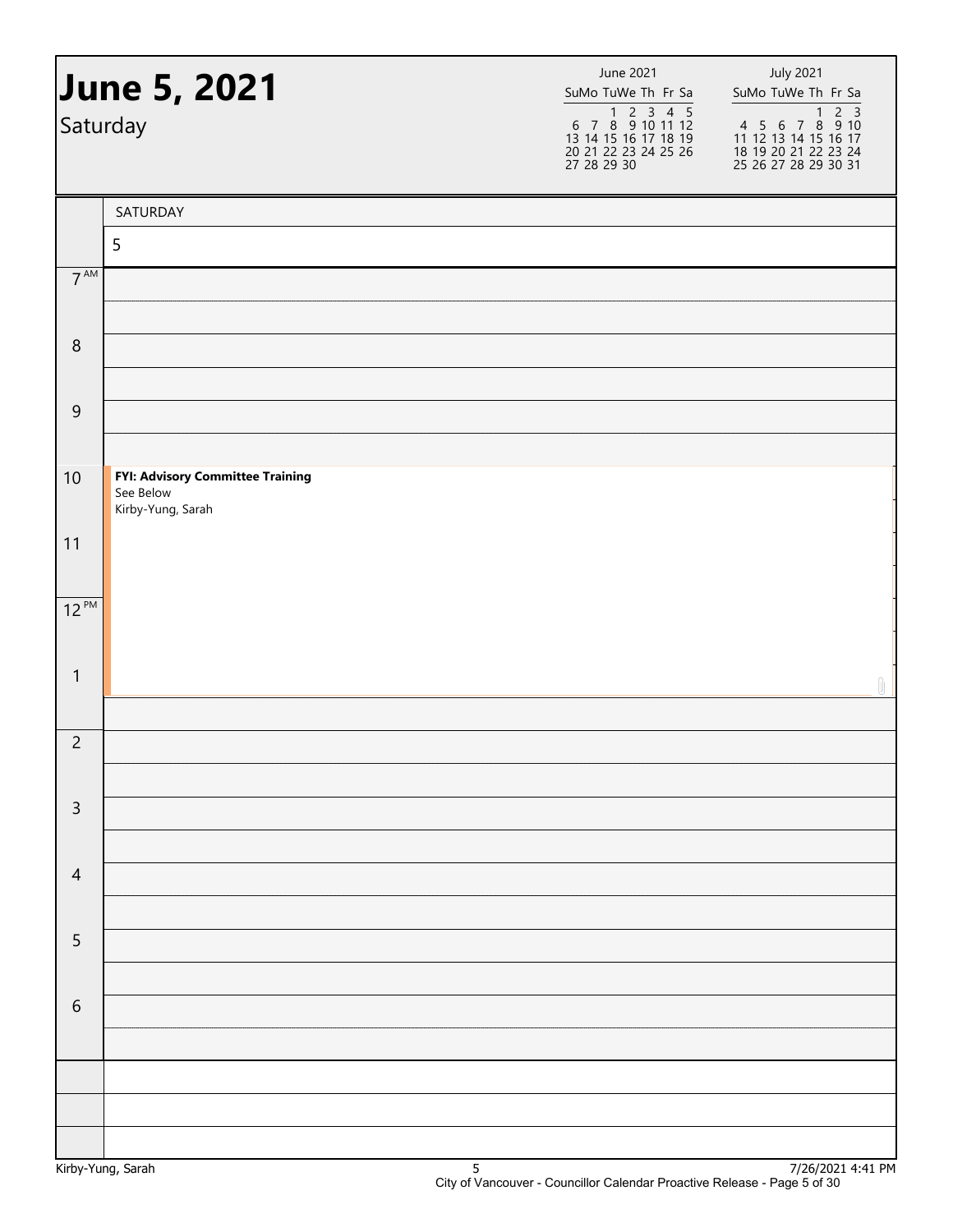# June 5, 2021

Saturday

| June 2021 | | | | | | |
|---|---|---|---|---|---|---|
| Su | Mo | Tu | We | Th | Fr | Sa |
| | | 1 | 2 | 3 | 4 | 5 |
| 6 | 7 | 8 | 9 | 10 | 11 | 12 |
| 13 | 14 | 15 | 16 | 17 | 18 | 19 |
| 20 | 21 | 22 | 23 | 24 | 25 | 26 |
| 27 | 28 | 29 | 30 | | | |

| July 2021 | | | | | | |
|---|---|---|---|---|---|---|
| Su | Mo | Tu | We | Th | Fr | Sa |
| | | | | 1 | 2 | 3 |
| 4 | 5 | 6 | 7 | 8 | 9 | 10 |
| 11 | 12 | 13 | 14 | 15 | 16 | 17 |
| 18 | 19 | 20 | 21 | 22 | 23 | 24 |
| 25 | 26 | 27 | 28 | 29 | 30 | 31 |

SATURDAY

5

| Time | Event |
|---|---|
| 7 AM | |
| 8 | |
| 9 | |
| 10 | **FYI: Advisory Committee Training**<br>See Below<br>Kirby-Yung, Sarah |
| 11 | |
| 12 PM | |
| 1 | |
| 2 | |
| 3 | |
| 4 | |
| 5 | |
| 6 | |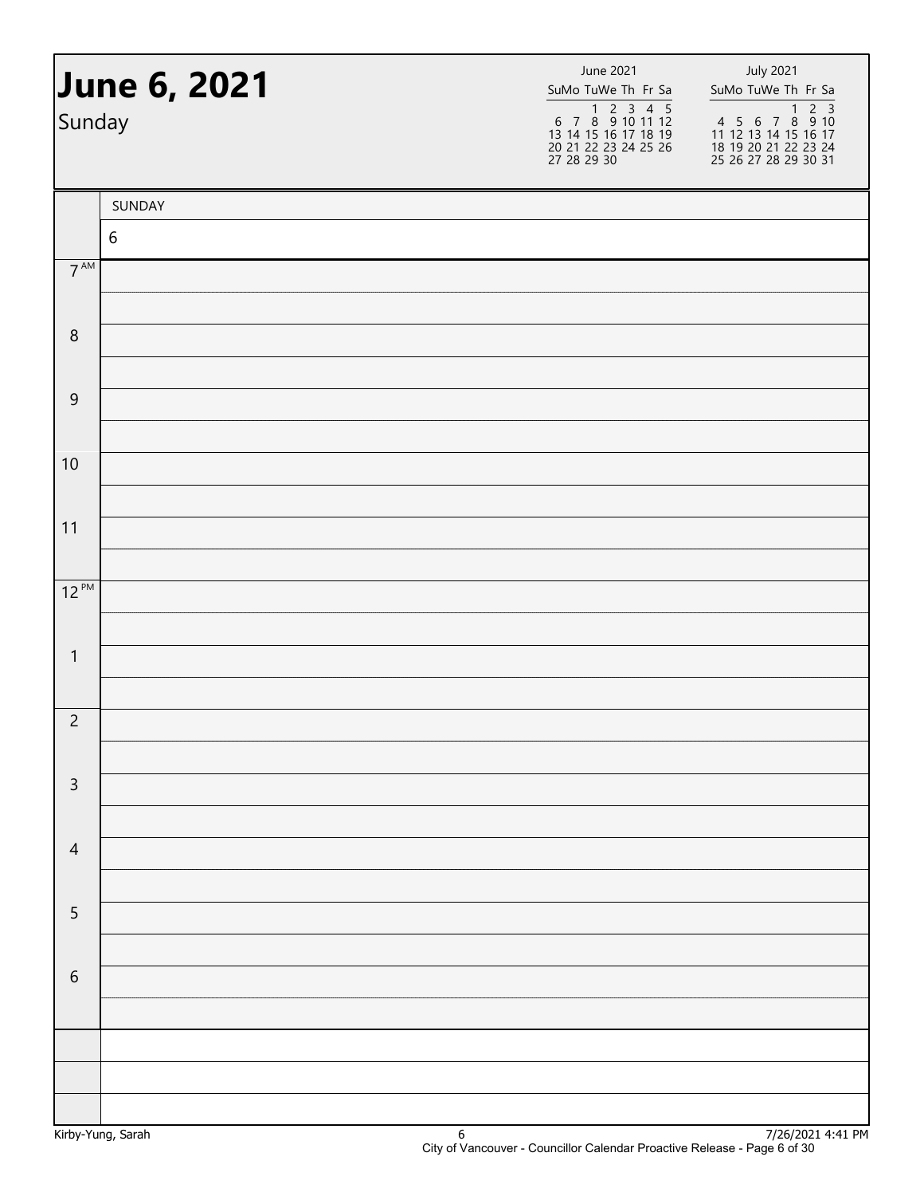# June 6, 2021

Sunday

| June 2021 | | | | | | |
|---|---|---|---|---|---|---|
| Su | Mo | Tu | We | Th | Fr | Sa |
| | | 1 | 2 | 3 | 4 | 5 |
| 6 | 7 | 8 | 9 | 10 | 11 | 12 |
| 13 | 14 | 15 | 16 | 17 | 18 | 19 |
| 20 | 21 | 22 | 23 | 24 | 25 | 26 |
| 27 | 28 | 29 | 30 | | | |

| July 2021 | | | | | | |
|---|---|---|---|---|---|---|
| Su | Mo | Tu | We | Th | Fr | Sa |
| | | | | 1 | 2 | 3 |
| 4 | 5 | 6 | 7 | 8 | 9 | 10 |
| 11 | 12 | 13 | 14 | 15 | 16 | 17 |
| 18 | 19 | 20 | 21 | 22 | 23 | 24 |
| 25 | 26 | 27 | 28 | 29 | 30 | 31 |

| | SUNDAY |
|---|---|
| | 6 |
| 7 AM | |
| 8 | |
| 9 | |
| 10 | |
| 11 | |
| 12 PM | |
| 1 | |
| 2 | |
| 3 | |
| 4 | |
| 5 | |
| 6 | |

Kirby-Yung, Sarah

7/26/2021 4:41 PM

City of Vancouver - Councillor Calendar Proactive Release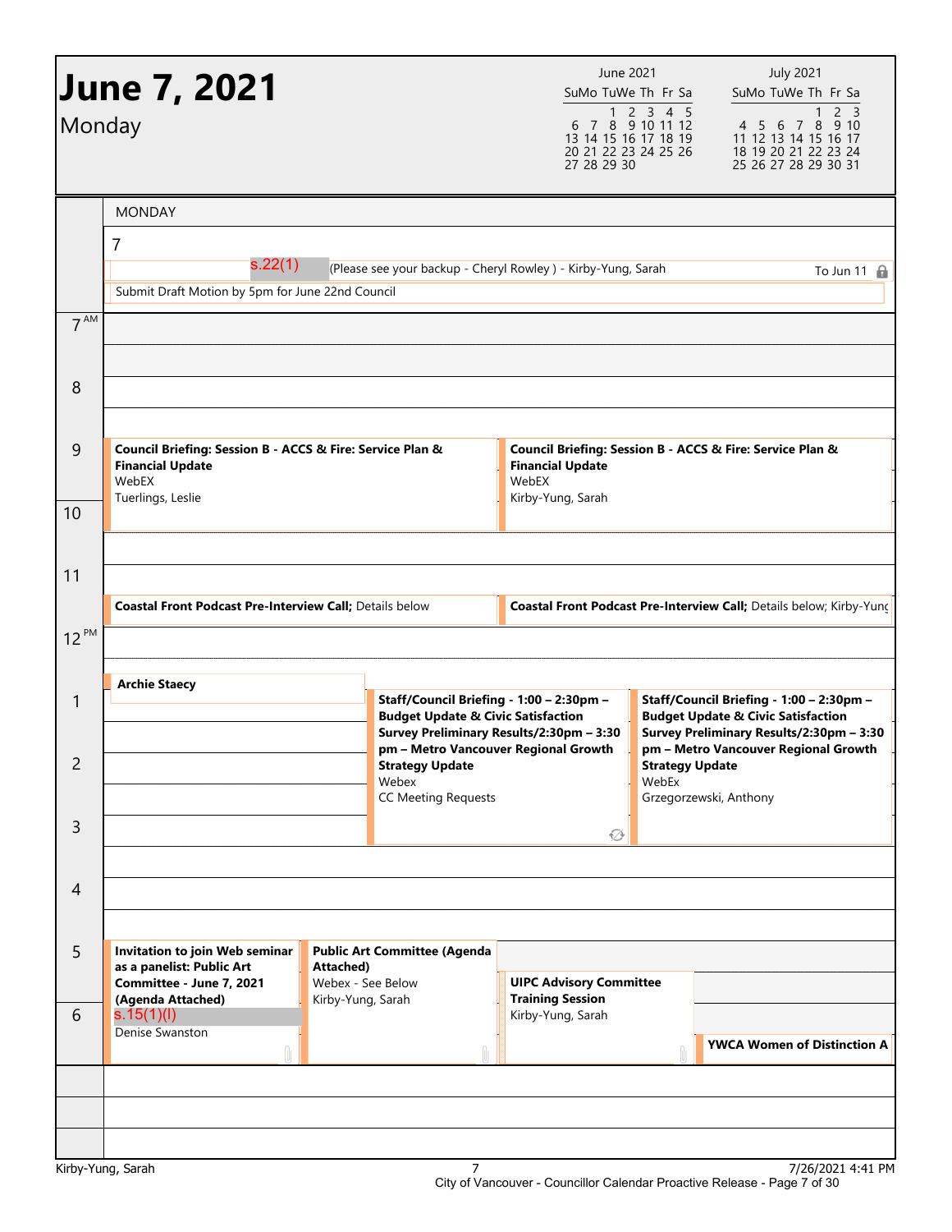# June 7, 2021

## Monday

| June 2021 | | | | | | |
|---|---|---|---|---|---|---|
| Su | Mo | Tu | We | Th | Fr | Sa |
| | | 1 | 2 | 3 | 4 | 5 |
| 6 | 7 | 8 | 9 | 10 | 11 | 12 |
| 13 | 14 | 15 | 16 | 17 | 18 | 19 |
| 20 | 21 | 22 | 23 | 24 | 25 | 26 |
| 27 | 28 | 29 | 30 | | | |

| July 2021 | | | | | | |
|---|---|---|---|---|---|---|
| Su | Mo | Tu | We | Th | Fr | Sa |
| | | | | 1 | 2 | 3 |
| 4 | 5 | 6 | 7 | 8 | 9 | 10 |
| 11 | 12 | 13 | 14 | 15 | 16 | 17 |
| 18 | 19 | 20 | 21 | 22 | 23 | 24 |
| 25 | 26 | 27 | 28 | 29 | 30 | 31 |

MONDAY

7

- s.22(1) (Please see your backup - Cheryl Rowley ) - Kirby-Yung, Sarah — To Jun 11
- Submit Draft Motion by 5pm for June 22nd Council

**9 AM**

- **Council Briefing: Session B - ACCS & Fire: Service Plan & Financial Update**
  WebEX
  Tuerlings, Leslie
- **Council Briefing: Session B - ACCS & Fire: Service Plan & Financial Update**
  WebEX
  Kirby-Yung, Sarah

**11 AM**

- **Coastal Front Podcast Pre-Interview Call;** Details below
- **Coastal Front Podcast Pre-Interview Call;** Details below; Kirby-Yung

**12 PM**

- **Archie Staecy**

**1 PM**

- **Staff/Council Briefing - 1:00 – 2:30pm – Budget Update & Civic Satisfaction Survey Preliminary Results/2:30pm – 3:30 pm – Metro Vancouver Regional Growth Strategy Update**
  Webex
  CC Meeting Requests
- **Staff/Council Briefing - 1:00 – 2:30pm – Budget Update & Civic Satisfaction Survey Preliminary Results/2:30pm – 3:30 pm – Metro Vancouver Regional Growth Strategy Update**
  WebEx
  Grzegorzewski, Anthony

**5 PM**

- **Invitation to join Web seminar as a panelist: Public Art Committee - June 7, 2021 (Agenda Attached)**
  s.15(1)(l)
  Denise Swanston
- **Public Art Committee (Agenda Attached)**
  Webex - See Below
  Kirby-Yung, Sarah
- **UIPC Advisory Committee Training Session**
  Kirby-Yung, Sarah
- **YWCA Women of Distinction A**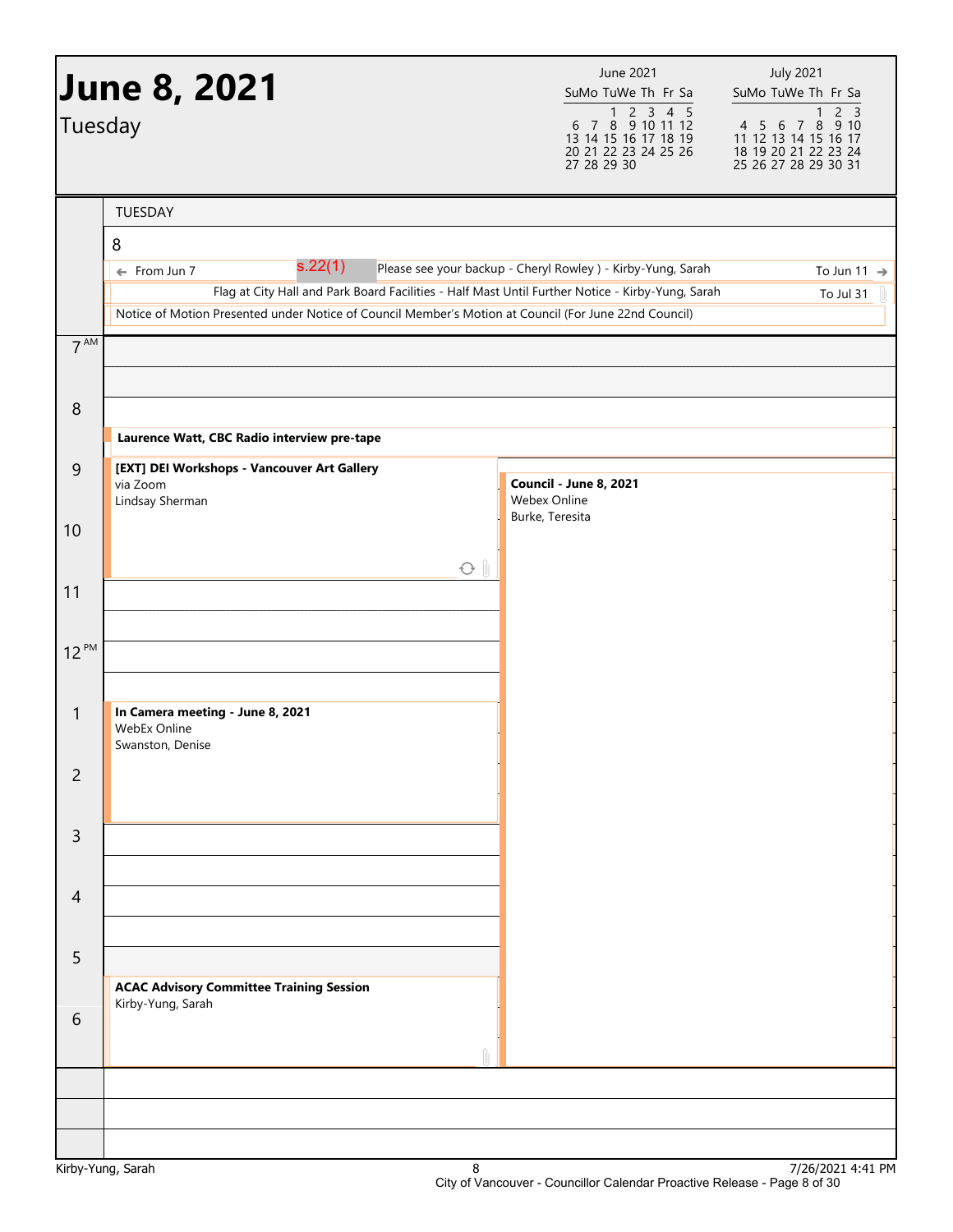# June 8, 2021

Tuesday

| June 2021 | | | | | | |
|---|---|---|---|---|---|---|
| Su | Mo | Tu | We | Th | Fr | Sa |
| | | 1 | 2 | 3 | 4 | 5 |
| 6 | 7 | 8 | 9 | 10 | 11 | 12 |
| 13 | 14 | 15 | 16 | 17 | 18 | 19 |
| 20 | 21 | 22 | 23 | 24 | 25 | 26 |
| 27 | 28 | 29 | 30 | | | |

| July 2021 | | | | | | |
|---|---|---|---|---|---|---|
| Su | Mo | Tu | We | Th | Fr | Sa |
| | | | | 1 | 2 | 3 |
| 4 | 5 | 6 | 7 | 8 | 9 | 10 |
| 11 | 12 | 13 | 14 | 15 | 16 | 17 |
| 18 | 19 | 20 | 21 | 22 | 23 | 24 |
| 25 | 26 | 27 | 28 | 29 | 30 | 31 |

## TUESDAY 8

**All-day events:**

- ← From Jun 7 — s.22(1) Please see your backup - Cheryl Rowley ) - Kirby-Yung, Sarah — To Jun 11 →
- Flag at City Hall and Park Board Facilities - Half Mast Until Further Notice - Kirby-Yung, Sarah — To Jul 31
- Notice of Motion Presented under Notice of Council Member's Motion at Council (For June 22nd Council)

**Schedule:**

- **8:30 AM** — **Laurence Watt, CBC Radio interview pre-tape**
- **9:00 AM – 11:00 AM** — **[EXT] DEI Workshops - Vancouver Art Gallery**
  via Zoom
  Lindsay Sherman
- **9:30 AM – 7:00 PM** — **Council - June 8, 2021**
  Webex Online
  Burke, Teresita
- **1:00 PM – 3:00 PM** — **In Camera meeting - June 8, 2021**
  WebEx Online
  Swanston, Denise
- **5:30 PM – 7:00 PM** — **ACAC Advisory Committee Training Session**
  Kirby-Yung, Sarah

Kirby-Yung, Sarah — 7/26/2021 4:41 PM

City of Vancouver - Councillor Calendar Proactive Release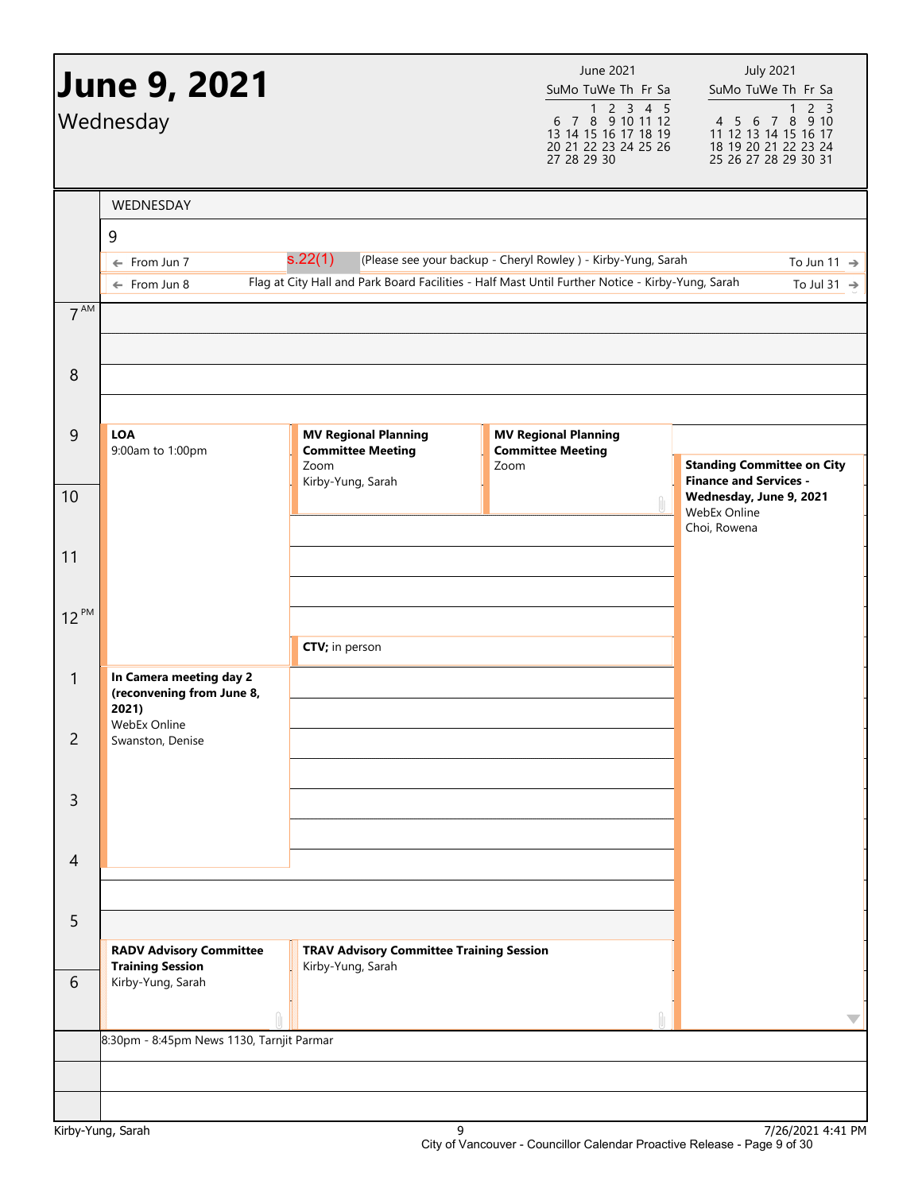# June 9, 2021

## Wednesday

| June 2021 | | | | | | |
|---|---|---|---|---|---|---|
| Su | Mo | Tu | We | Th | Fr | Sa |
| | | 1 | 2 | 3 | 4 | 5 |
| 6 | 7 | 8 | 9 | 10 | 11 | 12 |
| 13 | 14 | 15 | 16 | 17 | 18 | 19 |
| 20 | 21 | 22 | 23 | 24 | 25 | 26 |
| 27 | 28 | 29 | 30 | | | |

| July 2021 | | | | | | |
|---|---|---|---|---|---|---|
| Su | Mo | Tu | We | Th | Fr | Sa |
| | | | | 1 | 2 | 3 |
| 4 | 5 | 6 | 7 | 8 | 9 | 10 |
| 11 | 12 | 13 | 14 | 15 | 16 | 17 |
| 18 | 19 | 20 | 21 | 22 | 23 | 24 |
| 25 | 26 | 27 | 28 | 29 | 30 | 31 |

WEDNESDAY

9

- ← From Jun 7 — s.22(1) (Please see your backup - Cheryl Rowley ) - Kirby-Yung, Sarah — To Jun 11 →
- ← From Jun 8 — Flag at City Hall and Park Board Facilities - Half Mast Until Further Notice - Kirby-Yung, Sarah — To Jul 31 →

**9 AM**

- **LOA** 9:00am to 1:00pm
- **MV Regional Planning Committee Meeting** — Zoom — Kirby-Yung, Sarah
- **MV Regional Planning Committee Meeting** — Zoom
- **Standing Committee on City Finance and Services - Wednesday, June 9, 2021** — WebEx Online — Choi, Rowena

**12 PM**

- **CTV;** in person

**1 PM**

- **In Camera meeting day 2 (reconvening from June 8, 2021)** — WebEx Online — Swanston, Denise

**5 PM**

- **RADV Advisory Committee Training Session** — Kirby-Yung, Sarah
- **TRAV Advisory Committee Training Session** — Kirby-Yung, Sarah

8:30pm - 8:45pm News 1130, Tarnjit Parmar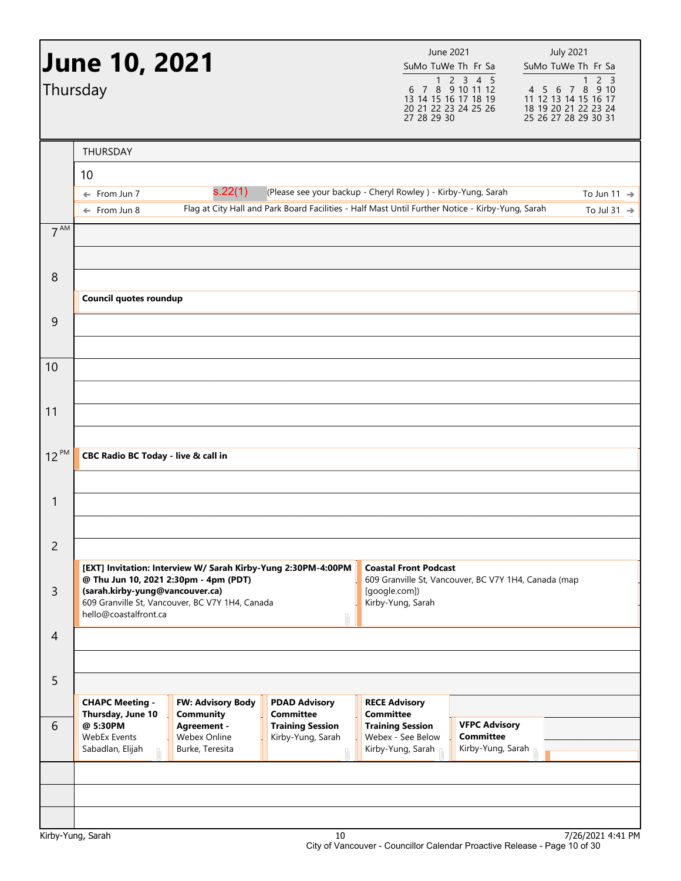# June 10, 2021

Thursday

| June 2021 | | | | | | |
|---|---|---|---|---|---|---|
| Su | Mo | Tu | We | Th | Fr | Sa |
| | | 1 | 2 | 3 | 4 | 5 |
| 6 | 7 | 8 | 9 | 10 | 11 | 12 |
| 13 | 14 | 15 | 16 | 17 | 18 | 19 |
| 20 | 21 | 22 | 23 | 24 | 25 | 26 |
| 27 | 28 | 29 | 30 | | | |

| July 2021 | | | | | | |
|---|---|---|---|---|---|---|
| Su | Mo | Tu | We | Th | Fr | Sa |
| | | | | 1 | 2 | 3 |
| 4 | 5 | 6 | 7 | 8 | 9 | 10 |
| 11 | 12 | 13 | 14 | 15 | 16 | 17 |
| 18 | 19 | 20 | 21 | 22 | 23 | 24 |
| 25 | 26 | 27 | 28 | 29 | 30 | 31 |

THURSDAY

10

- ← From Jun 7 — s.22(1) (Please see your backup - Cheryl Rowley ) - Kirby-Yung, Sarah — To Jun 11 →
- ← From Jun 8 — Flag at City Hall and Park Board Facilities - Half Mast Until Further Notice - Kirby-Yung, Sarah — To Jul 31 →

**8 AM**

- **Council quotes roundup**

**12 PM**

- **CBC Radio BC Today - live & call in**

**2:30 PM**

- **[EXT] Invitation: Interview W/ Sarah Kirby-Yung 2:30PM-4:00PM @ Thu Jun 10, 2021 2:30pm - 4pm (PDT) (sarah.kirby-yung@vancouver.ca)**
  609 Granville St, Vancouver, BC V7Y 1H4, Canada
  hello@coastalfront.ca
- **Coastal Front Podcast**
  609 Granville St, Vancouver, BC V7Y 1H4, Canada (map [google.com])
  Kirby-Yung, Sarah

**5:30 PM**

- **CHAPC Meeting - Thursday, June 10 @ 5:30PM**
  WebEx Events
  Sabadlan, Elijah
- **FW: Advisory Body Community Agreement -**
  Webex Online
  Burke, Teresita
- **PDAD Advisory Committee Training Session**
  Kirby-Yung, Sarah
- **RECE Advisory Committee Training Session**
  Webex - See Below
  Kirby-Yung, Sarah

**6 PM**

- **VFPC Advisory Committee**
  Kirby-Yung, Sarah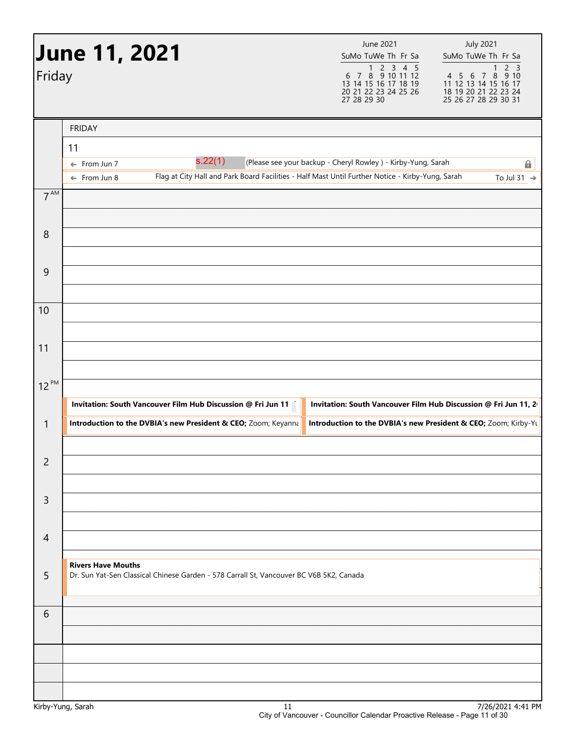# June 11, 2021

Friday

| June 2021 | | | | | | |
|---|---|---|---|---|---|---|
| Su | Mo | Tu | We | Th | Fr | Sa |
| | | 1 | 2 | 3 | 4 | 5 |
| 6 | 7 | 8 | 9 | 10 | 11 | 12 |
| 13 | 14 | 15 | 16 | 17 | 18 | 19 |
| 20 | 21 | 22 | 23 | 24 | 25 | 26 |
| 27 | 28 | 29 | 30 | | | |

| July 2021 | | | | | | |
|---|---|---|---|---|---|---|
| Su | Mo | Tu | We | Th | Fr | Sa |
| | | | | 1 | 2 | 3 |
| 4 | 5 | 6 | 7 | 8 | 9 | 10 |
| 11 | 12 | 13 | 14 | 15 | 16 | 17 |
| 18 | 19 | 20 | 21 | 22 | 23 | 24 |
| 25 | 26 | 27 | 28 | 29 | 30 | 31 |

## FRIDAY 11

- ← From Jun 7 — s.22(1) (Please see your backup - Cheryl Rowley ) - Kirby-Yung, Sarah
- ← From Jun 8 — Flag at City Hall and Park Board Facilities - Half Mast Until Further Notice - Kirby-Yung, Sarah — To Jul 31 →

| Time | Events |
|---|---|
| 7 AM | |
| 8 | |
| 9 | |
| 10 | |
| 11 | |
| 12 PM | **Invitation: South Vancouver Film Hub Discussion @ Fri Jun 11**; **Invitation: South Vancouver Film Hub Discussion @ Fri Jun 11, 2** |
| 1 | **Introduction to the DVBIA's new President & CEO;** Zoom; Keyanna; **Introduction to the DVBIA's new President & CEO;** Zoom; Kirby-Yu |
| 2 | |
| 3 | |
| 4 | |
| 5 | **Rivers Have Mouths** Dr. Sun Yat-Sen Classical Chinese Garden - 578 Carrall St, Vancouver BC V6B 5K2, Canada |
| 6 | |

Kirby-Yung, Sarah — 11 — 7/26/2021 4:41 PM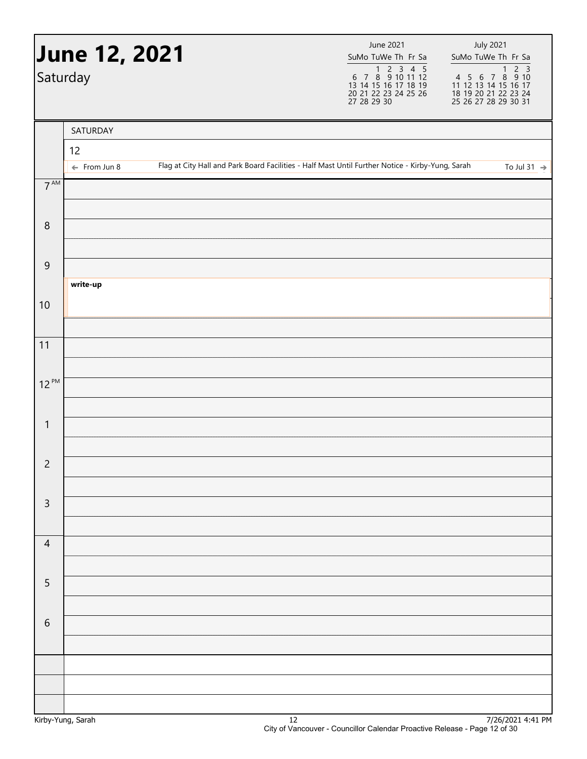# June 12, 2021

Saturday

| June 2021 | | | | | | |
|---|---|---|---|---|---|---|
| Su | Mo | Tu | We | Th | Fr | Sa |
| | | 1 | 2 | 3 | 4 | 5 |
| 6 | 7 | 8 | 9 | 10 | 11 | 12 |
| 13 | 14 | 15 | 16 | 17 | 18 | 19 |
| 20 | 21 | 22 | 23 | 24 | 25 | 26 |
| 27 | 28 | 29 | 30 | | | |

| July 2021 | | | | | | |
|---|---|---|---|---|---|---|
| Su | Mo | Tu | We | Th | Fr | Sa |
| | | | | 1 | 2 | 3 |
| 4 | 5 | 6 | 7 | 8 | 9 | 10 |
| 11 | 12 | 13 | 14 | 15 | 16 | 17 |
| 18 | 19 | 20 | 21 | 22 | 23 | 24 |
| 25 | 26 | 27 | 28 | 29 | 30 | 31 |

SATURDAY

12

← From Jun 8 — Flag at City Hall and Park Board Facilities - Half Mast Until Further Notice - Kirby-Yung, Sarah — To Jul 31 →

| Time | Event |
|---|---|
| 7 AM | |
| 8 | |
| 9 | |
| 9:30 | **write-up** |
| 10 | |
| 11 | |
| 12 PM | |
| 1 | |
| 2 | |
| 3 | |
| 4 | |
| 5 | |
| 6 | |

Kirby-Yung, Sarah — 7/26/2021 4:41 PM

City of Vancouver - Councillor Calendar Proactive Release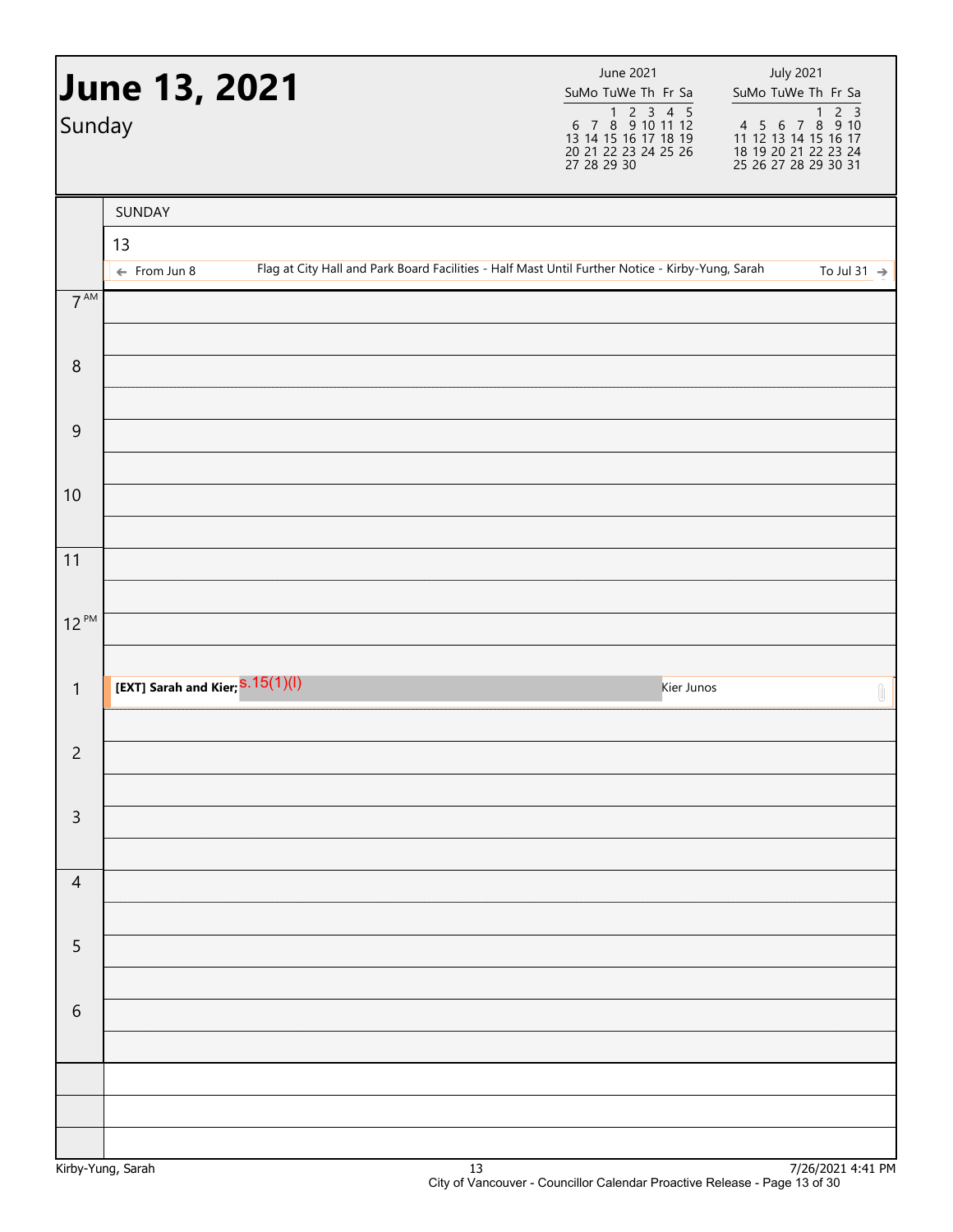# June 13, 2021

## Sunday

| June 2021 | | | | | | |
|---|---|---|---|---|---|---|
| Su | Mo | Tu | We | Th | Fr | Sa |
| | | 1 | 2 | 3 | 4 | 5 |
| 6 | 7 | 8 | 9 | 10 | 11 | 12 |
| 13 | 14 | 15 | 16 | 17 | 18 | 19 |
| 20 | 21 | 22 | 23 | 24 | 25 | 26 |
| 27 | 28 | 29 | 30 | | | |

| July 2021 | | | | | | |
|---|---|---|---|---|---|---|
| Su | Mo | Tu | We | Th | Fr | Sa |
| | | | | 1 | 2 | 3 |
| 4 | 5 | 6 | 7 | 8 | 9 | 10 |
| 11 | 12 | 13 | 14 | 15 | 16 | 17 |
| 18 | 19 | 20 | 21 | 22 | 23 | 24 |
| 25 | 26 | 27 | 28 | 29 | 30 | 31 |

SUNDAY

13

← From Jun 8 — Flag at City Hall and Park Board Facilities - Half Mast Until Further Notice - Kirby-Yung, Sarah — To Jul 31 →

| Time | Event |
|---|---|
| 7 AM | |
| 8 | |
| 9 | |
| 10 | |
| 11 | |
| 12 PM | |
| 1 | **[EXT] Sarah and Kier;** s.15(1)(l) Kier Junos |
| 2 | |
| 3 | |
| 4 | |
| 5 | |
| 6 | |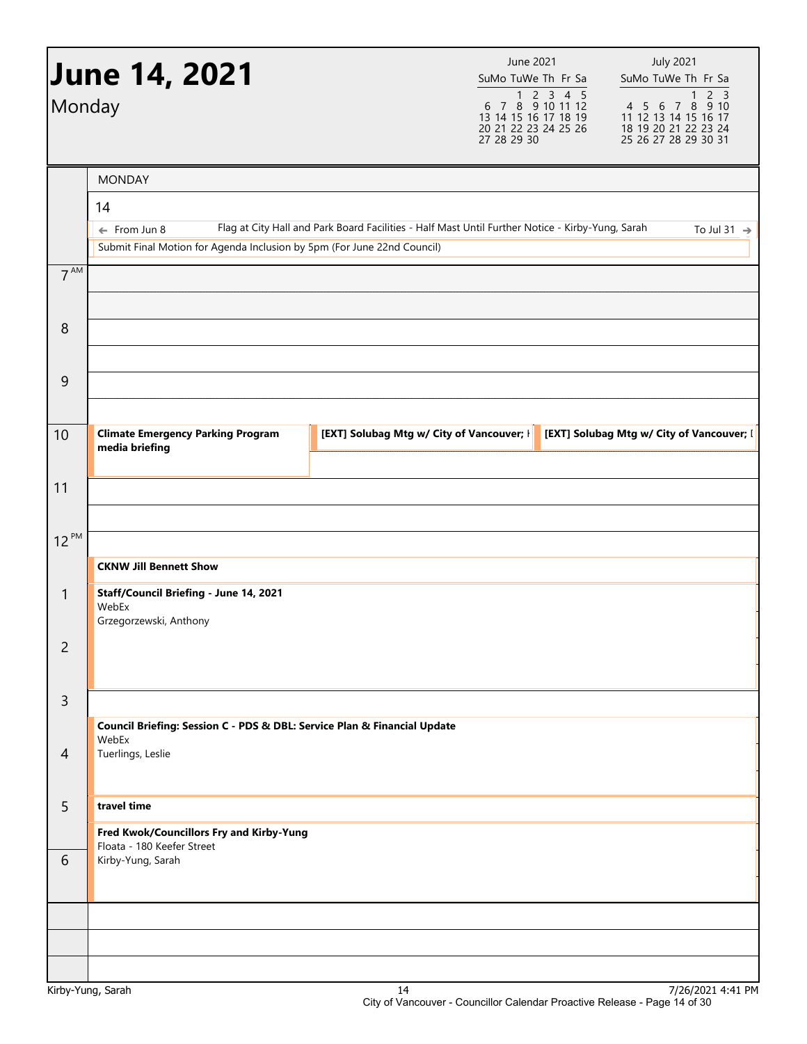# June 14, 2021

Monday

| June 2021 | | | | | | |
|---|---|---|---|---|---|---|
| Su | Mo | Tu | We | Th | Fr | Sa |
| | | 1 | 2 | 3 | 4 | 5 |
| 6 | 7 | 8 | 9 | 10 | 11 | 12 |
| 13 | 14 | 15 | 16 | 17 | 18 | 19 |
| 20 | 21 | 22 | 23 | 24 | 25 | 26 |
| 27 | 28 | 29 | 30 | | | |

| July 2021 | | | | | | |
|---|---|---|---|---|---|---|
| Su | Mo | Tu | We | Th | Fr | Sa |
| | | | | 1 | 2 | 3 |
| 4 | 5 | 6 | 7 | 8 | 9 | 10 |
| 11 | 12 | 13 | 14 | 15 | 16 | 17 |
| 18 | 19 | 20 | 21 | 22 | 23 | 24 |
| 25 | 26 | 27 | 28 | 29 | 30 | 31 |

## MONDAY 14

- ← From Jun 8 — Flag at City Hall and Park Board Facilities - Half Mast Until Further Notice - Kirby-Yung, Sarah — To Jul 31 →
- Submit Final Motion for Agenda Inclusion by 5pm (For June 22nd Council)

**10 AM**

- **Climate Emergency Parking Program media briefing**
- **[EXT] Solubag Mtg w/ City of Vancouver; I**
- **[EXT] Solubag Mtg w/ City of Vancouver; I**

**12:30 PM**

- **CKNW Jill Bennett Show**

**1 PM**

- **Staff/Council Briefing - June 14, 2021**
  WebEx
  Grzegorzewski, Anthony

**3:30 PM**

- **Council Briefing: Session C - PDS & DBL: Service Plan & Financial Update**
  WebEx
  Tuerlings, Leslie

**5 PM**

- **travel time**

**5:30 PM**

- **Fred Kwok/Councillors Fry and Kirby-Yung**
  Floata - 180 Keefer Street
  Kirby-Yung, Sarah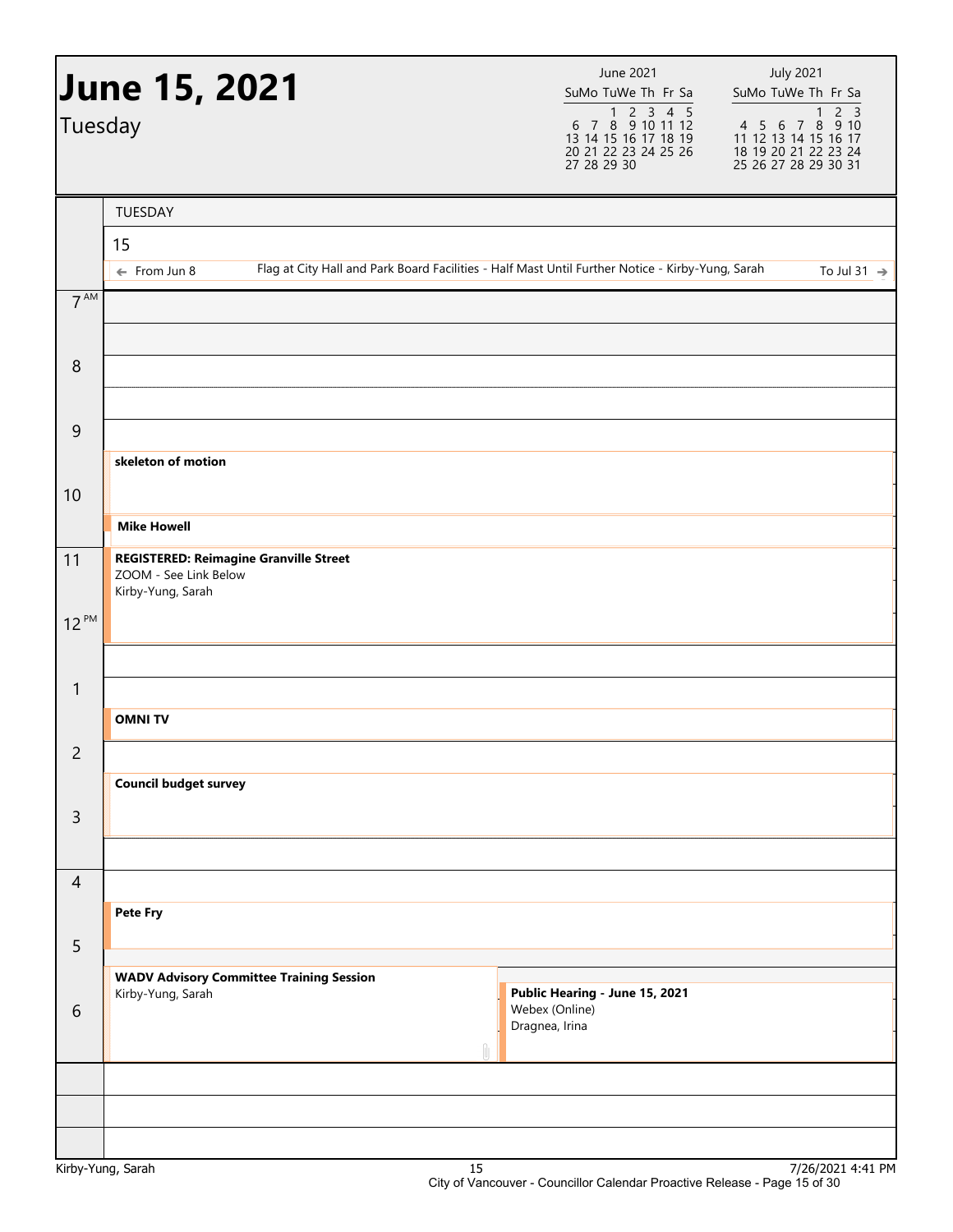# June 15, 2021

Tuesday

| June 2021 | | | | | | |
|---|---|---|---|---|---|---|
| Su | Mo | Tu | We | Th | Fr | Sa |
| | | 1 | 2 | 3 | 4 | 5 |
| 6 | 7 | 8 | 9 | 10 | 11 | 12 |
| 13 | 14 | 15 | 16 | 17 | 18 | 19 |
| 20 | 21 | 22 | 23 | 24 | 25 | 26 |
| 27 | 28 | 29 | 30 | | | |

| July 2021 | | | | | | |
|---|---|---|---|---|---|---|
| Su | Mo | Tu | We | Th | Fr | Sa |
| | | | | 1 | 2 | 3 |
| 4 | 5 | 6 | 7 | 8 | 9 | 10 |
| 11 | 12 | 13 | 14 | 15 | 16 | 17 |
| 18 | 19 | 20 | 21 | 22 | 23 | 24 |
| 25 | 26 | 27 | 28 | 29 | 30 | 31 |

TUESDAY

15

← From Jun 8 — Flag at City Hall and Park Board Facilities - Half Mast Until Further Notice - Kirby-Yung, Sarah — To Jul 31 →

| Time | Event |
|---|---|
| 7 AM | |
| 8 | |
| 9 | |
| 9:30 | **skeleton of motion** |
| 10:30 | **Mike Howell** |
| 11 | **REGISTERED: Reimagine Granville Street** ZOOM - See Link Below Kirby-Yung, Sarah |
| 12 PM | |
| 1 | |
| 1:30 | **OMNI TV** |
| 2 | |
| 2:30 | **Council budget survey** |
| 3 | |
| 4 | |
| 4:30 | **Pete Fry** |
| 5 | |
| 5:30 | **WADV Advisory Committee Training Session** Kirby-Yung, Sarah |
| 5:30 | **Public Hearing - June 15, 2021** Webex (Online) Dragnea, Irina |
| 6 | |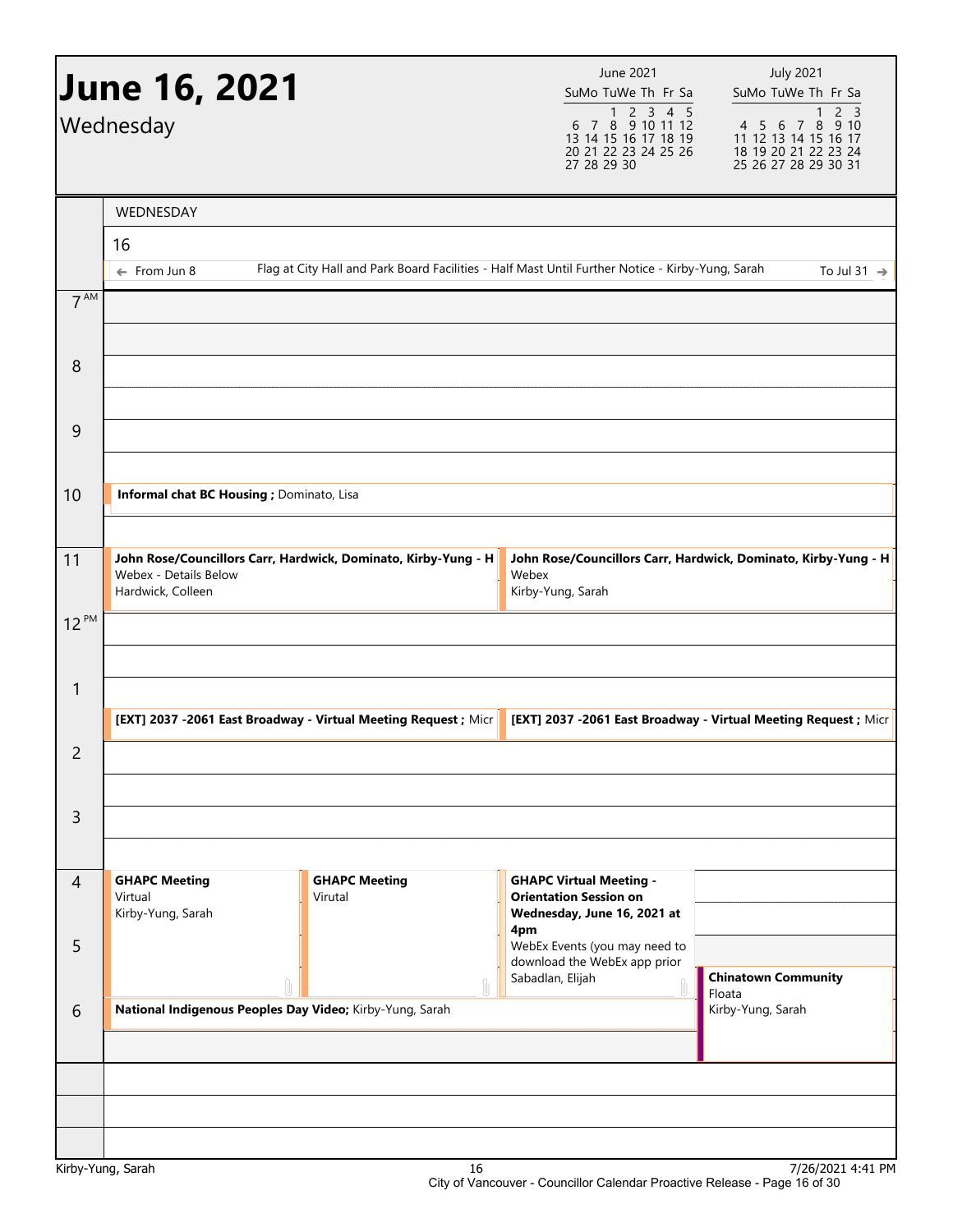# June 16, 2021

Wednesday

| June 2021 | | | | | | |
|---|---|---|---|---|---|---|
| Su | Mo | Tu | We | Th | Fr | Sa |
| | | 1 | 2 | 3 | 4 | 5 |
| 6 | 7 | 8 | 9 | 10 | 11 | 12 |
| 13 | 14 | 15 | 16 | 17 | 18 | 19 |
| 20 | 21 | 22 | 23 | 24 | 25 | 26 |
| 27 | 28 | 29 | 30 | | | |

| July 2021 | | | | | | |
|---|---|---|---|---|---|---|
| Su | Mo | Tu | We | Th | Fr | Sa |
| | | | | 1 | 2 | 3 |
| 4 | 5 | 6 | 7 | 8 | 9 | 10 |
| 11 | 12 | 13 | 14 | 15 | 16 | 17 |
| 18 | 19 | 20 | 21 | 22 | 23 | 24 |
| 25 | 26 | 27 | 28 | 29 | 30 | 31 |

WEDNESDAY

16

← From Jun 8 — Flag at City Hall and Park Board Facilities - Half Mast Until Further Notice - Kirby-Yung, Sarah — To Jul 31 →

**10 AM**

- **Informal chat BC Housing ;** Dominato, Lisa

**11 AM**

- **John Rose/Councillors Carr, Hardwick, Dominato, Kirby-Yung - H**
  Webex - Details Below
  Hardwick, Colleen
- **John Rose/Councillors Carr, Hardwick, Dominato, Kirby-Yung - H**
  Webex
  Kirby-Yung, Sarah

**1:30 PM**

- **[EXT] 2037 -2061 East Broadway - Virtual Meeting Request ;** Micr
- **[EXT] 2037 -2061 East Broadway - Virtual Meeting Request ;** Micr

**4 PM**

- **GHAPC Meeting**
  Virtual
  Kirby-Yung, Sarah
- **GHAPC Meeting**
  Virutal
- **GHAPC Virtual Meeting - Orientation Session on Wednesday, June 16, 2021 at 4pm**
  WebEx Events (you may need to download the WebEx app prior
  Sabadlan, Elijah

**5:30 PM**

- **Chinatown Community**
  Floata
  Kirby-Yung, Sarah

**6 PM**

- **National Indigenous Peoples Day Video;** Kirby-Yung, Sarah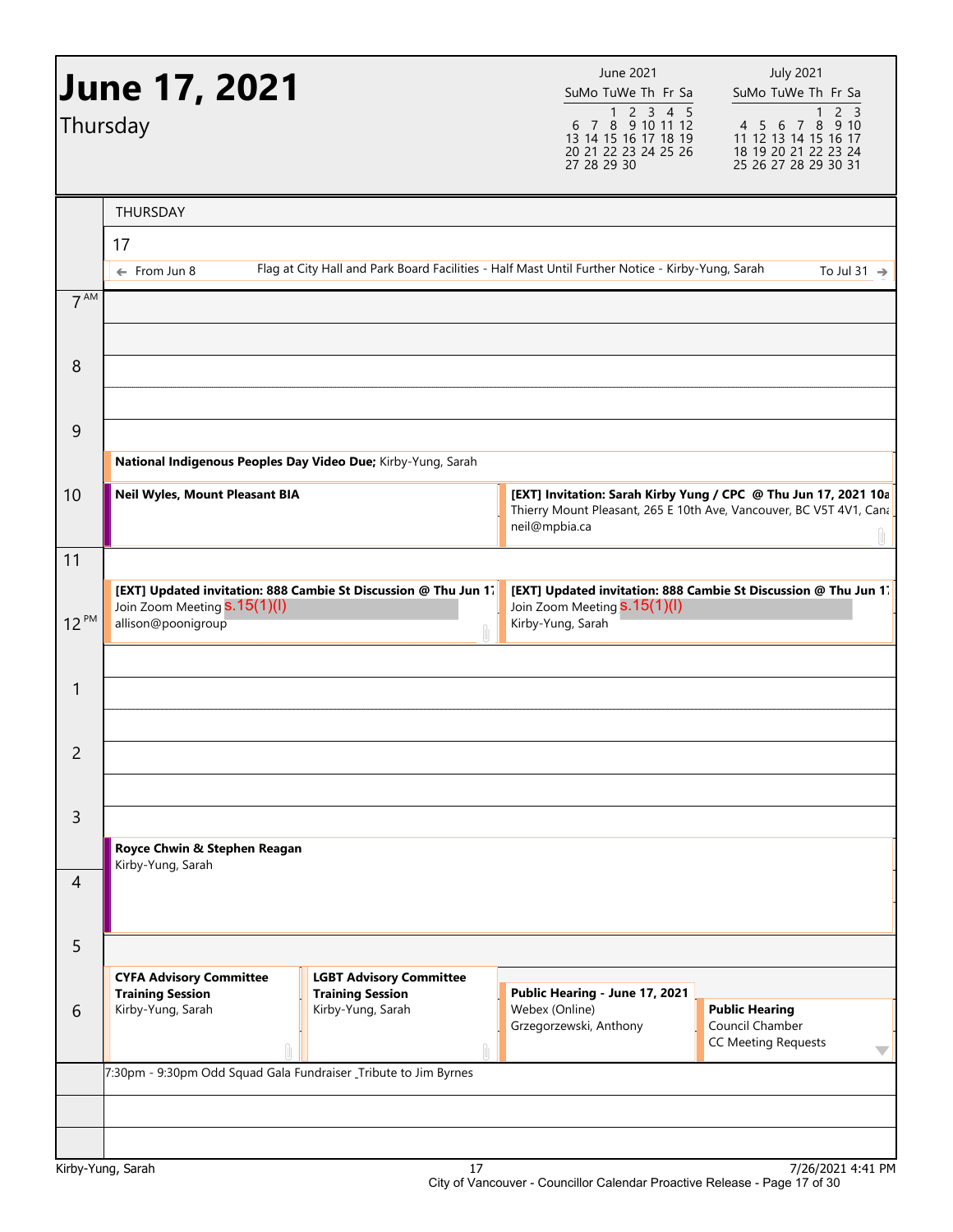# June 17, 2021

Thursday

THURSDAY

17

← From Jun 8 — Flag at City Hall and Park Board Facilities - Half Mast Until Further Notice - Kirby-Yung, Sarah — To Jul 31 →

**9 AM**

**National Indigenous Peoples Day Video Due;** Kirby-Yung, Sarah

**10 AM**

**Neil Wyles, Mount Pleasant BIA**

**[EXT] Invitation: Sarah Kirby Yung / CPC @ Thu Jun 17, 2021 10a**
Thierry Mount Pleasant, 265 E 10th Ave, Vancouver, BC V5T 4V1, Cana
neil@mpbia.ca

**11 AM – 12 PM**

**[EXT] Updated invitation: 888 Cambie St Discussion @ Thu Jun 17**
Join Zoom Meeting s.15(1)(l)
allison@poonigroup

**[EXT] Updated invitation: 888 Cambie St Discussion @ Thu Jun 17**
Join Zoom Meeting s.15(1)(l)
Kirby-Yung, Sarah

**3 PM**

**Royce Chwin & Stephen Reagan**
Kirby-Yung, Sarah

**5 PM – 6 PM**

**CYFA Advisory Committee Training Session**
Kirby-Yung, Sarah

**LGBT Advisory Committee Training Session**
Kirby-Yung, Sarah

**Public Hearing - June 17, 2021**
Webex (Online)
Grzegorzewski, Anthony

**Public Hearing**
Council Chamber
CC Meeting Requests

7:30pm - 9:30pm Odd Squad Gala Fundraiser _Tribute to Jim Byrnes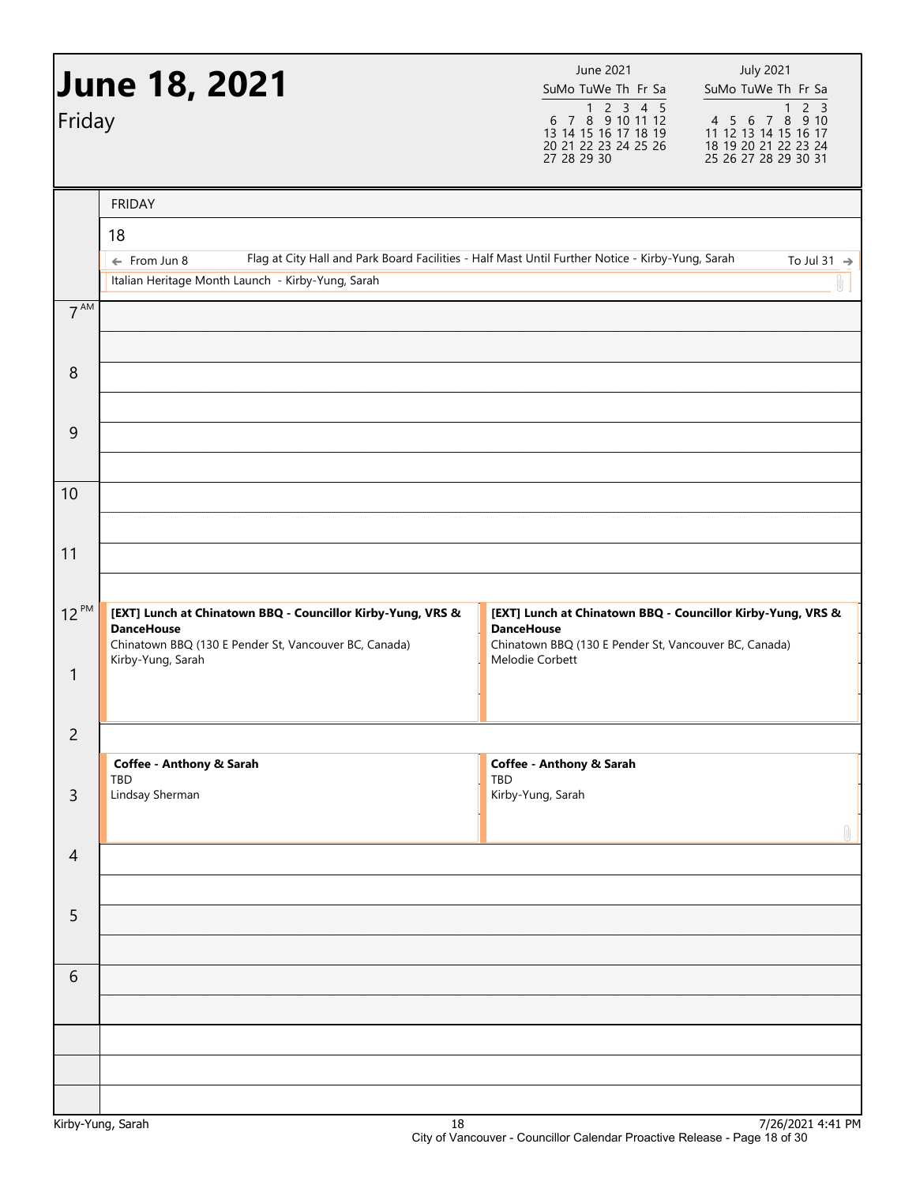# June 18, 2021

Friday

| June 2021 | | | | | | |
|---|---|---|---|---|---|---|
| Su | Mo | Tu | We | Th | Fr | Sa |
| | | 1 | 2 | 3 | 4 | 5 |
| 6 | 7 | 8 | 9 | 10 | 11 | 12 |
| 13 | 14 | 15 | 16 | 17 | 18 | 19 |
| 20 | 21 | 22 | 23 | 24 | 25 | 26 |
| 27 | 28 | 29 | 30 | | | |

| July 2021 | | | | | | |
|---|---|---|---|---|---|---|
| Su | Mo | Tu | We | Th | Fr | Sa |
| | | | | 1 | 2 | 3 |
| 4 | 5 | 6 | 7 | 8 | 9 | 10 |
| 11 | 12 | 13 | 14 | 15 | 16 | 17 |
| 18 | 19 | 20 | 21 | 22 | 23 | 24 |
| 25 | 26 | 27 | 28 | 29 | 30 | 31 |

FRIDAY

18

← From Jun 8 — Flag at City Hall and Park Board Facilities - Half Mast Until Further Notice - Kirby-Yung, Sarah — To Jul 31 →

Italian Heritage Month Launch - Kirby-Yung, Sarah

**7 AM**

**8**

**9**

**10**

**11**

**12 PM**

**[EXT] Lunch at Chinatown BBQ - Councillor Kirby-Yung, VRS & DanceHouse**
Chinatown BBQ (130 E Pender St, Vancouver BC, Canada)
Kirby-Yung, Sarah

**[EXT] Lunch at Chinatown BBQ - Councillor Kirby-Yung, VRS & DanceHouse**
Chinatown BBQ (130 E Pender St, Vancouver BC, Canada)
Melodie Corbett

**1**

**2**

**Coffee - Anthony & Sarah**
TBD
Lindsay Sherman

**Coffee - Anthony & Sarah**
TBD
Kirby-Yung, Sarah

**3**

**4**

**5**

**6**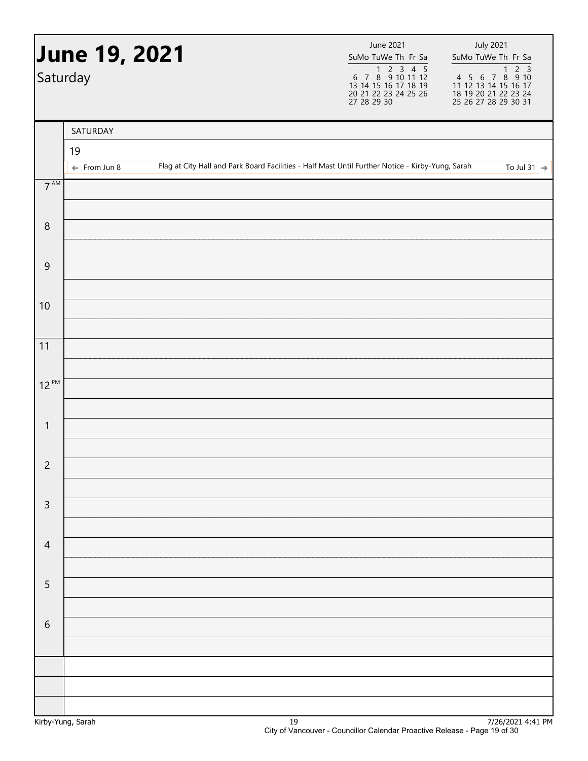# June 19, 2021

Saturday

| June 2021 | | | | | | |
|---|---|---|---|---|---|---|
| Su | Mo | Tu | We | Th | Fr | Sa |
| | | 1 | 2 | 3 | 4 | 5 |
| 6 | 7 | 8 | 9 | 10 | 11 | 12 |
| 13 | 14 | 15 | 16 | 17 | 18 | 19 |
| 20 | 21 | 22 | 23 | 24 | 25 | 26 |
| 27 | 28 | 29 | 30 | | | |

| July 2021 | | | | | | |
|---|---|---|---|---|---|---|
| Su | Mo | Tu | We | Th | Fr | Sa |
| | | | | 1 | 2 | 3 |
| 4 | 5 | 6 | 7 | 8 | 9 | 10 |
| 11 | 12 | 13 | 14 | 15 | 16 | 17 |
| 18 | 19 | 20 | 21 | 22 | 23 | 24 |
| 25 | 26 | 27 | 28 | 29 | 30 | 31 |

SATURDAY

19

← From Jun 8 — Flag at City Hall and Park Board Facilities - Half Mast Until Further Notice - Kirby-Yung, Sarah — To Jul 31 →

| Time | |
|---|---|
| 7 AM | |
| 8 | |
| 9 | |
| 10 | |
| 11 | |
| 12 PM | |
| 1 | |
| 2 | |
| 3 | |
| 4 | |
| 5 | |
| 6 | |

Kirby-Yung, Sarah — 7/26/2021 4:41 PM

City of Vancouver - Councillor Calendar Proactive Release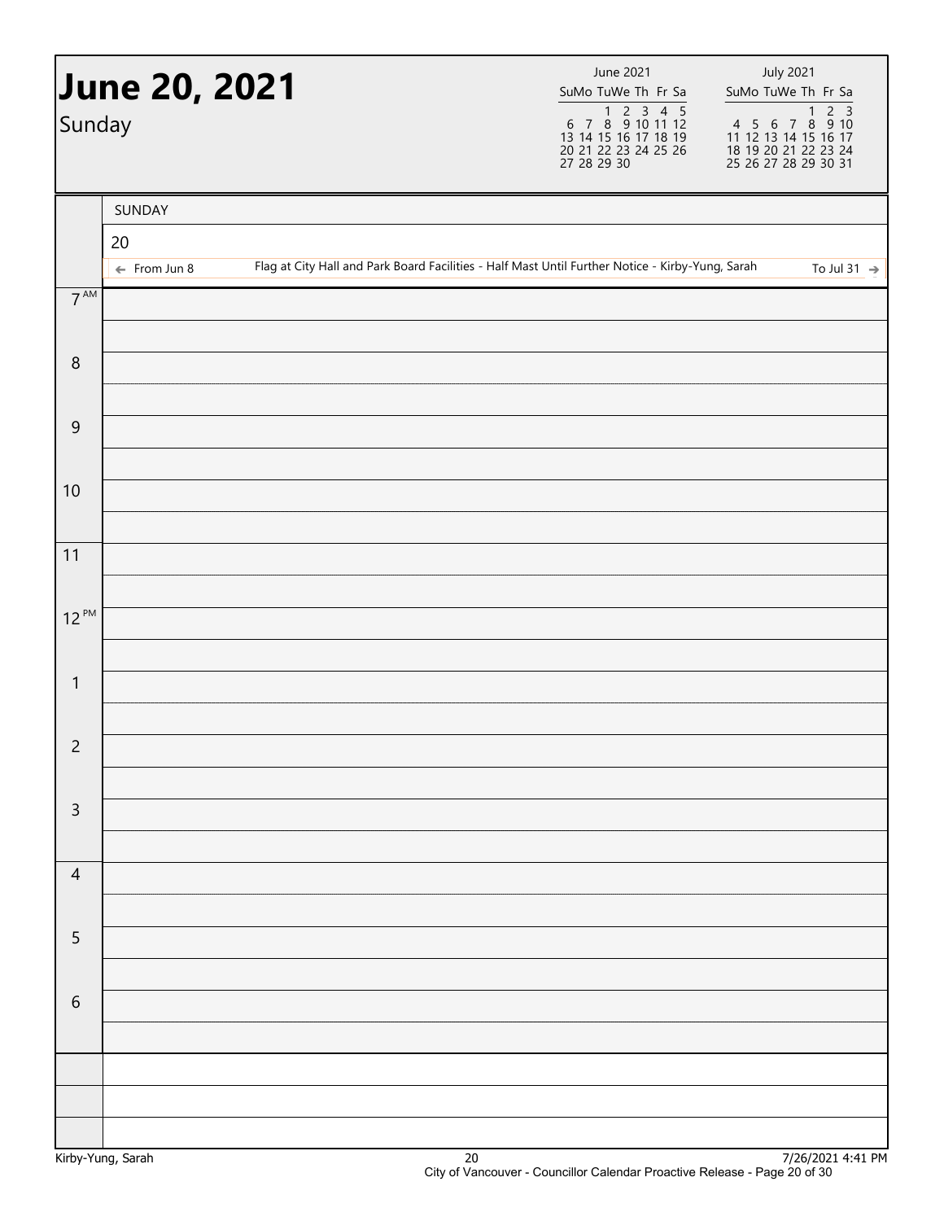# June 20, 2021

Sunday

| June 2021 | | | | | | |
|---|---|---|---|---|---|---|
| Su | Mo | Tu | We | Th | Fr | Sa |
| | | 1 | 2 | 3 | 4 | 5 |
| 6 | 7 | 8 | 9 | 10 | 11 | 12 |
| 13 | 14 | 15 | 16 | 17 | 18 | 19 |
| 20 | 21 | 22 | 23 | 24 | 25 | 26 |
| 27 | 28 | 29 | 30 | | | |

| July 2021 | | | | | | |
|---|---|---|---|---|---|---|
| Su | Mo | Tu | We | Th | Fr | Sa |
| | | | | 1 | 2 | 3 |
| 4 | 5 | 6 | 7 | 8 | 9 | 10 |
| 11 | 12 | 13 | 14 | 15 | 16 | 17 |
| 18 | 19 | 20 | 21 | 22 | 23 | 24 |
| 25 | 26 | 27 | 28 | 29 | 30 | 31 |

SUNDAY

20

← From Jun 8 Flag at City Hall and Park Board Facilities - Half Mast Until Further Notice - Kirby-Yung, Sarah To Jul 31 →

| Time | |
|---|---|
| 7 AM | |
| 8 | |
| 9 | |
| 10 | |
| 11 | |
| 12 PM | |
| 1 | |
| 2 | |
| 3 | |
| 4 | |
| 5 | |
| 6 | |

Kirby-Yung, Sarah

7/26/2021 4:41 PM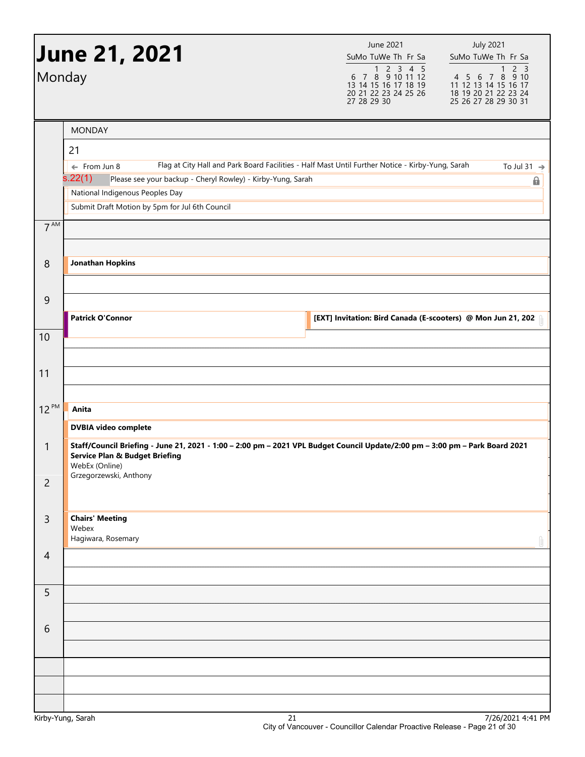# June 21, 2021

Monday

| June 2021 | | | | | | |
|---|---|---|---|---|---|---|
| Su | Mo | Tu | We | Th | Fr | Sa |
| | | 1 | 2 | 3 | 4 | 5 |
| 6 | 7 | 8 | 9 | 10 | 11 | 12 |
| 13 | 14 | 15 | 16 | 17 | 18 | 19 |
| 20 | 21 | 22 | 23 | 24 | 25 | 26 |
| 27 | 28 | 29 | 30 | | | |

| July 2021 | | | | | | |
|---|---|---|---|---|---|---|
| Su | Mo | Tu | We | Th | Fr | Sa |
| | | | | 1 | 2 | 3 |
| 4 | 5 | 6 | 7 | 8 | 9 | 10 |
| 11 | 12 | 13 | 14 | 15 | 16 | 17 |
| 18 | 19 | 20 | 21 | 22 | 23 | 24 |
| 25 | 26 | 27 | 28 | 29 | 30 | 31 |

MONDAY

21

- ← From Jun 8 — Flag at City Hall and Park Board Facilities - Half Mast Until Further Notice - Kirby-Yung, Sarah — To Jul 31 →
- s.22(1) Please see your backup - Cheryl Rowley) - Kirby-Yung, Sarah
- National Indigenous Peoples Day
- Submit Draft Motion by 5pm for Jul 6th Council

**7 AM**

**8** — **Jonathan Hopkins**

**9** — **Patrick O'Connor**

**9** — **[EXT] Invitation: Bird Canada (E-scooters) @ Mon Jun 21, 202**

**10**

**11**

**12 PM** — **Anita**

**DVBIA video complete**

**1** — **Staff/Council Briefing - June 21, 2021 - 1:00 – 2:00 pm – 2021 VPL Budget Council Update/2:00 pm – 3:00 pm – Park Board 2021 Service Plan & Budget Briefing**
WebEx (Online)
Grzegorzewski, Anthony

**2**

**3** — **Chairs' Meeting**
Webex
Hagiwara, Rosemary

**4**

**5**

**6**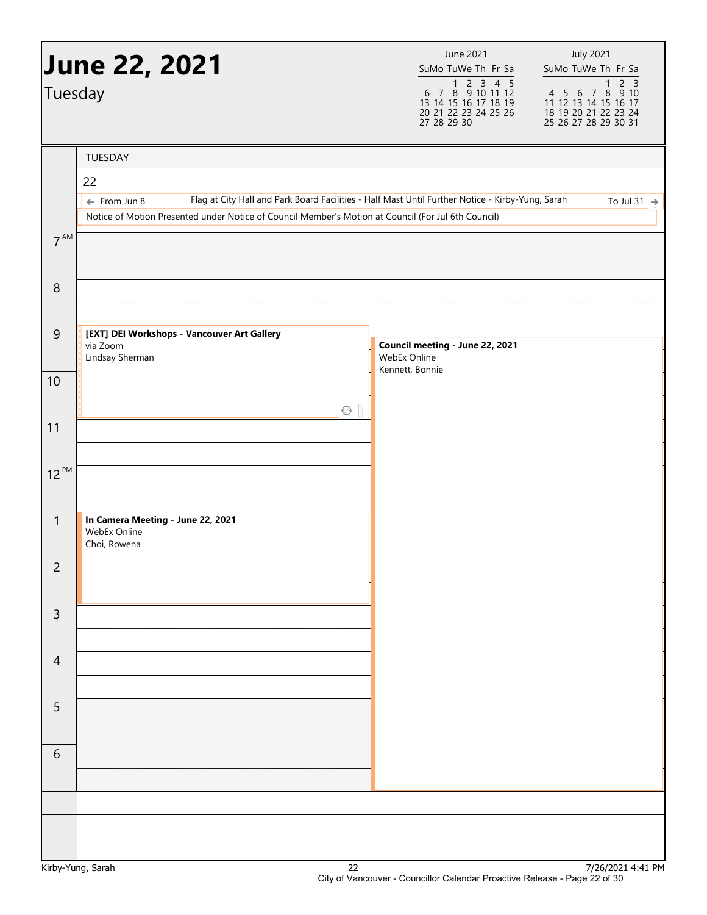# June 22, 2021

Tuesday

| | June 2021 | | | | | |
|---|---|---|---|---|---|---|
| Su | Mo | Tu | We | Th | Fr | Sa |
| | | 1 | 2 | 3 | 4 | 5 |
| 6 | 7 | 8 | 9 | 10 | 11 | 12 |
| 13 | 14 | 15 | 16 | 17 | 18 | 19 |
| 20 | 21 | 22 | 23 | 24 | 25 | 26 |
| 27 | 28 | 29 | 30 | | | |

| | July 2021 | | | | | |
|---|---|---|---|---|---|---|
| Su | Mo | Tu | We | Th | Fr | Sa |
| | | | | 1 | 2 | 3 |
| 4 | 5 | 6 | 7 | 8 | 9 | 10 |
| 11 | 12 | 13 | 14 | 15 | 16 | 17 |
| 18 | 19 | 20 | 21 | 22 | 23 | 24 |
| 25 | 26 | 27 | 28 | 29 | 30 | 31 |

TUESDAY

22

← From Jun 8 — Flag at City Hall and Park Board Facilities - Half Mast Until Further Notice - Kirby-Yung, Sarah — To Jul 31 →

Notice of Motion Presented under Notice of Council Member's Motion at Council (For Jul 6th Council)

**9 AM – 11 AM**
**[EXT] DEI Workshops - Vancouver Art Gallery**
via Zoom
Lindsay Sherman

**9:30 AM – 7 PM**
**Council meeting - June 22, 2021**
WebEx Online
Kennett, Bonnie

**1 PM – 3 PM**
**In Camera Meeting - June 22, 2021**
WebEx Online
Choi, Rowena

Kirby-Yung, Sarah — 7/26/2021 4:41 PM

City of Vancouver - Councillor Calendar Proactive Release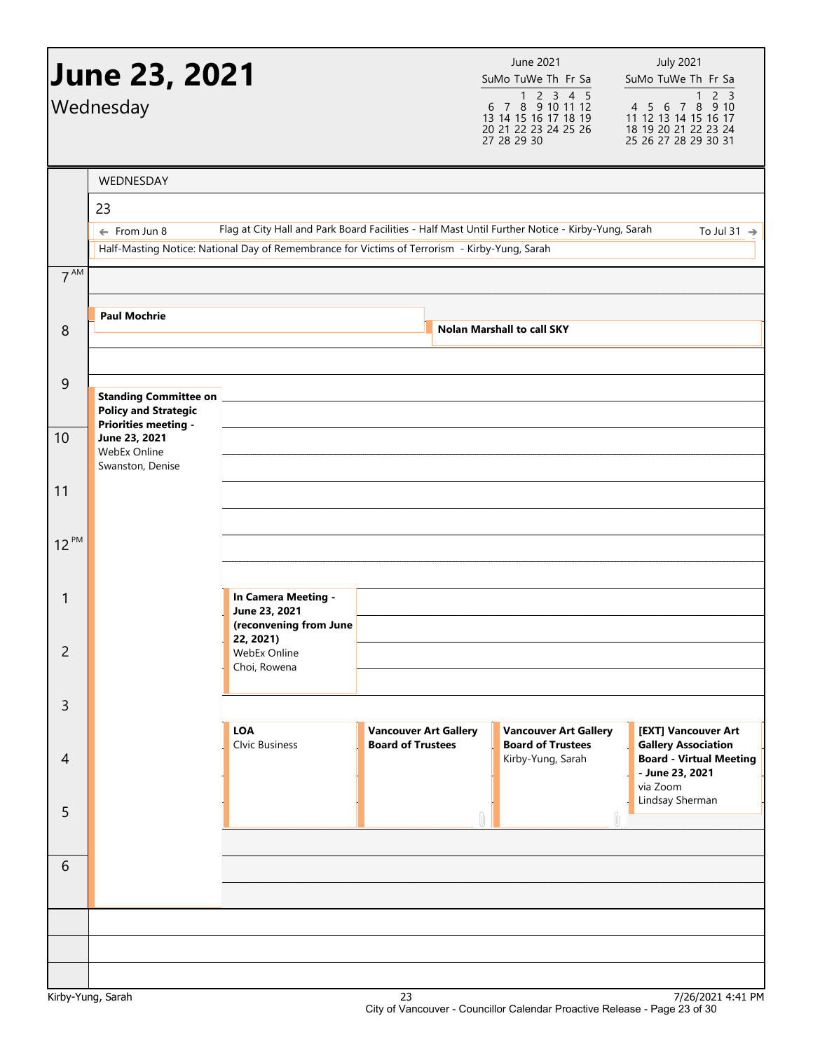# June 23, 2021

Wednesday

| June 2021 | | | | | | |
|---|---|---|---|---|---|---|
| Su | Mo | Tu | We | Th | Fr | Sa |
| | | 1 | 2 | 3 | 4 | 5 |
| 6 | 7 | 8 | 9 | 10 | 11 | 12 |
| 13 | 14 | 15 | 16 | 17 | 18 | 19 |
| 20 | 21 | 22 | 23 | 24 | 25 | 26 |
| 27 | 28 | 29 | 30 | | | |

| July 2021 | | | | | | |
|---|---|---|---|---|---|---|
| Su | Mo | Tu | We | Th | Fr | Sa |
| | | | | 1 | 2 | 3 |
| 4 | 5 | 6 | 7 | 8 | 9 | 10 |
| 11 | 12 | 13 | 14 | 15 | 16 | 17 |
| 18 | 19 | 20 | 21 | 22 | 23 | 24 |
| 25 | 26 | 27 | 28 | 29 | 30 | 31 |

## WEDNESDAY 23

- ← From Jun 8 — Flag at City Hall and Park Board Facilities - Half Mast Until Further Notice - Kirby-Yung, Sarah — To Jul 31 →
- Half-Masting Notice: National Day of Remembrance for Victims of Terrorism - Kirby-Yung, Sarah

**7:30 AM** — **Paul Mochrie**

**8:00 AM** — **Nolan Marshall to call SKY**

**9:00 AM – 7:00 PM** — **Standing Committee on Policy and Strategic Priorities meeting - June 23, 2021**
WebEx Online
Swanston, Denise

**1:00 PM – 3:00 PM** — **In Camera Meeting - June 23, 2021 (reconvening from June 22, 2021)**
WebEx Online
Choi, Rowena

**3:30 PM – 5:30 PM** — **LOA**
CIvic Business

**3:30 PM – 5:30 PM** — **Vancouver Art Gallery Board of Trustees**

**3:30 PM – 5:30 PM** — **Vancouver Art Gallery Board of Trustees**
Kirby-Yung, Sarah

**3:30 PM – 5:00 PM** — **[EXT] Vancouver Art Gallery Association Board - Virtual Meeting - June 23, 2021**
via Zoom
Lindsay Sherman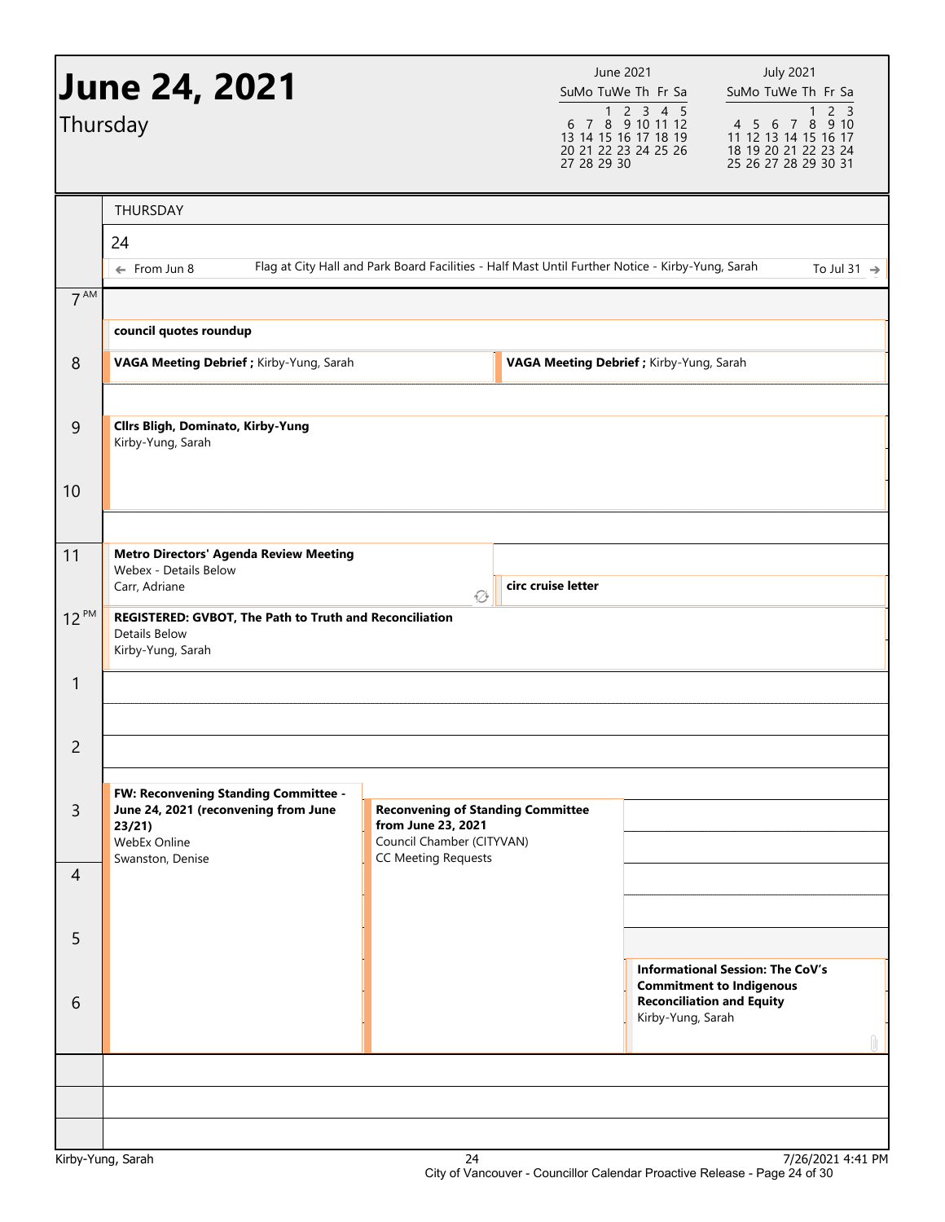# June 24, 2021

Thursday

| June 2021 | | | | | | |
|---|---|---|---|---|---|---|
| Su | Mo | Tu | We | Th | Fr | Sa |
| | | 1 | 2 | 3 | 4 | 5 |
| 6 | 7 | 8 | 9 | 10 | 11 | 12 |
| 13 | 14 | 15 | 16 | 17 | 18 | 19 |
| 20 | 21 | 22 | 23 | 24 | 25 | 26 |
| 27 | 28 | 29 | 30 | | | |

| July 2021 | | | | | | |
|---|---|---|---|---|---|---|
| Su | Mo | Tu | We | Th | Fr | Sa |
| | | | | 1 | 2 | 3 |
| 4 | 5 | 6 | 7 | 8 | 9 | 10 |
| 11 | 12 | 13 | 14 | 15 | 16 | 17 |
| 18 | 19 | 20 | 21 | 22 | 23 | 24 |
| 25 | 26 | 27 | 28 | 29 | 30 | 31 |

## THURSDAY 24

← From Jun 8 — Flag at City Hall and Park Board Facilities - Half Mast Until Further Notice - Kirby-Yung, Sarah — To Jul 31 →

**7 AM**

- **council quotes roundup**

**8**

- **VAGA Meeting Debrief ;** Kirby-Yung, Sarah
- **VAGA Meeting Debrief ;** Kirby-Yung, Sarah

**9**

- **Cllrs Bligh, Dominato, Kirby-Yung**
  Kirby-Yung, Sarah

**10**

**11**

- **Metro Directors' Agenda Review Meeting**
  Webex - Details Below
  Carr, Adriane
- **circ cruise letter**

**12 PM**

- **REGISTERED: GVBOT, The Path to Truth and Reconciliation**
  Details Below
  Kirby-Yung, Sarah

**1**

**2**

**3**

- **FW: Reconvening Standing Committee - June 24, 2021 (reconvening from June 23/21)**
  WebEx Online
  Swanston, Denise
- **Reconvening of Standing Committee from June 23, 2021**
  Council Chamber (CITYVAN)
  CC Meeting Requests

**4**

**5**

- **Informational Session: The CoV's Commitment to Indigenous Reconciliation and Equity**
  Kirby-Yung, Sarah

**6**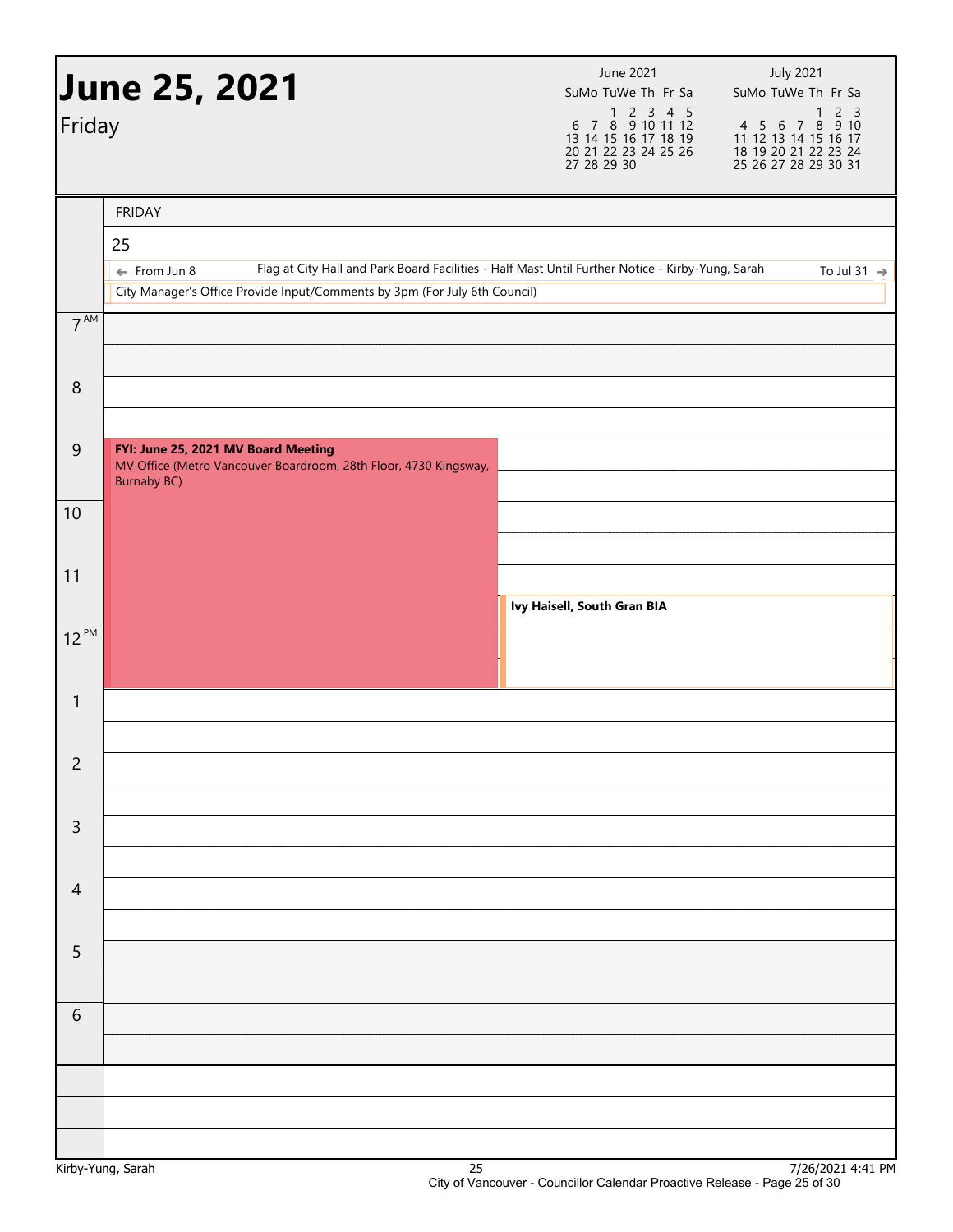# June 25, 2021

Friday

| June 2021 | | | | | | |
|---|---|---|---|---|---|---|
| Su | Mo | Tu | We | Th | Fr | Sa |
| | | 1 | 2 | 3 | 4 | 5 |
| 6 | 7 | 8 | 9 | 10 | 11 | 12 |
| 13 | 14 | 15 | 16 | 17 | 18 | 19 |
| 20 | 21 | 22 | 23 | 24 | 25 | 26 |
| 27 | 28 | 29 | 30 | | | |

| July 2021 | | | | | | |
|---|---|---|---|---|---|---|
| Su | Mo | Tu | We | Th | Fr | Sa |
| | | | | 1 | 2 | 3 |
| 4 | 5 | 6 | 7 | 8 | 9 | 10 |
| 11 | 12 | 13 | 14 | 15 | 16 | 17 |
| 18 | 19 | 20 | 21 | 22 | 23 | 24 |
| 25 | 26 | 27 | 28 | 29 | 30 | 31 |

FRIDAY

25

- ← From Jun 8 — Flag at City Hall and Park Board Facilities - Half Mast Until Further Notice - Kirby-Yung, Sarah — To Jul 31 →
- City Manager's Office Provide Input/Comments by 3pm (For July 6th Council)

| Time | Event |
|---|---|
| 7 AM | |
| 8 | |
| 9 | **FYI: June 25, 2021 MV Board Meeting** MV Office (Metro Vancouver Boardroom, 28th Floor, 4730 Kingsway, Burnaby BC) (9:00 – 1:00) |
| 10 | |
| 11 | **Ivy Haisell, South Gran BIA** (11:30 – 1:00) |
| 12 PM | |
| 1 | |
| 2 | |
| 3 | |
| 4 | |
| 5 | |
| 6 | |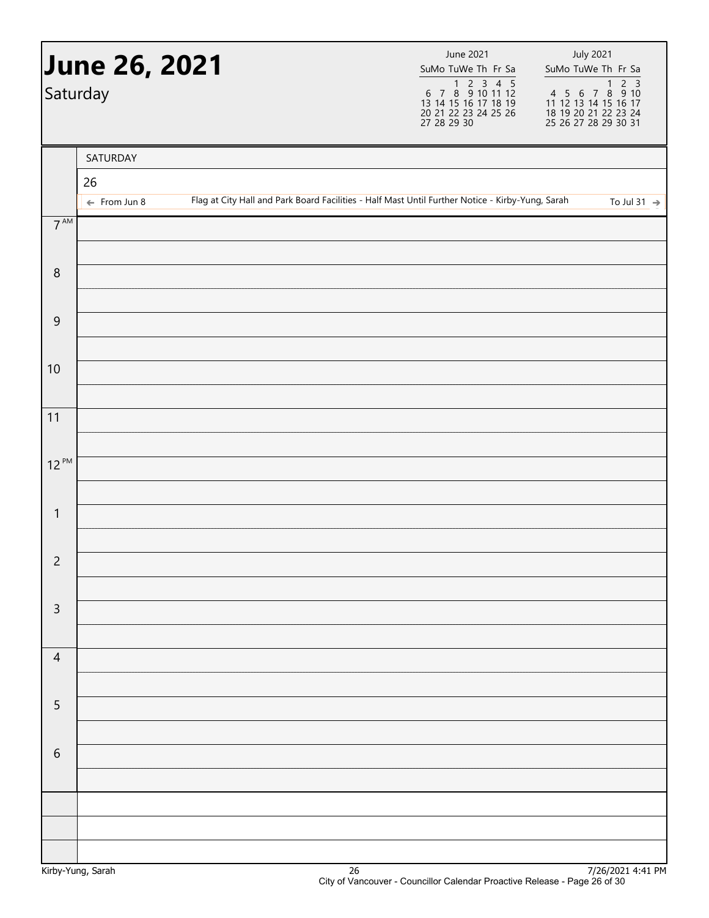# June 26, 2021

Saturday

| June 2021 | | | | | | |
|---|---|---|---|---|---|---|
| Su | Mo | Tu | We | Th | Fr | Sa |
| | | 1 | 2 | 3 | 4 | 5 |
| 6 | 7 | 8 | 9 | 10 | 11 | 12 |
| 13 | 14 | 15 | 16 | 17 | 18 | 19 |
| 20 | 21 | 22 | 23 | 24 | 25 | 26 |
| 27 | 28 | 29 | 30 | | | |

| July 2021 | | | | | | |
|---|---|---|---|---|---|---|
| Su | Mo | Tu | We | Th | Fr | Sa |
| | | | | 1 | 2 | 3 |
| 4 | 5 | 6 | 7 | 8 | 9 | 10 |
| 11 | 12 | 13 | 14 | 15 | 16 | 17 |
| 18 | 19 | 20 | 21 | 22 | 23 | 24 |
| 25 | 26 | 27 | 28 | 29 | 30 | 31 |

SATURDAY

26

← From Jun 8 — Flag at City Hall and Park Board Facilities - Half Mast Until Further Notice - Kirby-Yung, Sarah — To Jul 31 →

| Time | |
|---|---|
| 7 AM | |
| 8 | |
| 9 | |
| 10 | |
| 11 | |
| 12 PM | |
| 1 | |
| 2 | |
| 3 | |
| 4 | |
| 5 | |
| 6 | |

Kirby-Yung, Sarah — 26 — 7/26/2021 4:41 PM

City of Vancouver - Councillor Calendar Proactive Release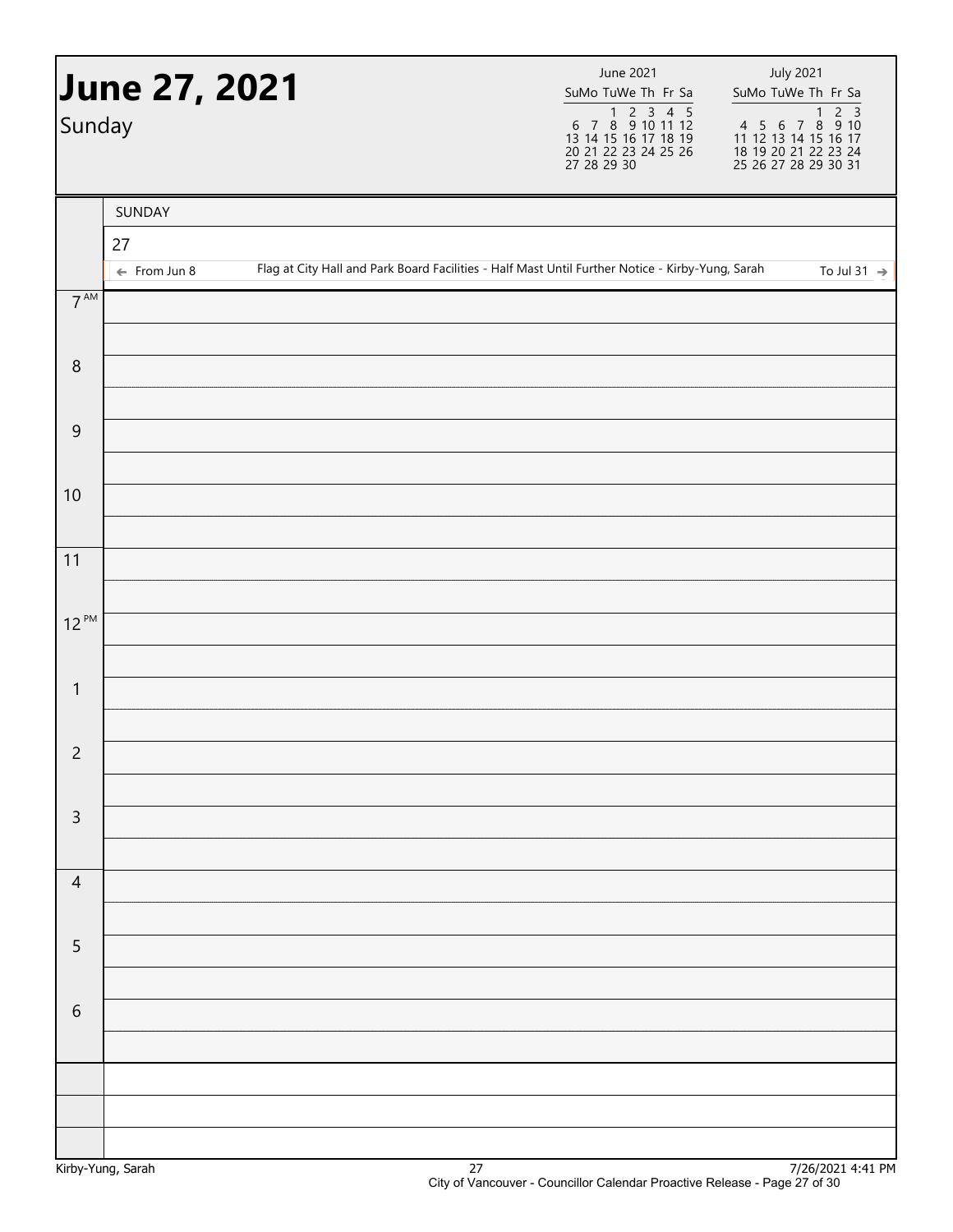# June 27, 2021

Sunday

| June 2021 | | | | | | |
|---|---|---|---|---|---|---|
| Su | Mo | Tu | We | Th | Fr | Sa |
| | | 1 | 2 | 3 | 4 | 5 |
| 6 | 7 | 8 | 9 | 10 | 11 | 12 |
| 13 | 14 | 15 | 16 | 17 | 18 | 19 |
| 20 | 21 | 22 | 23 | 24 | 25 | 26 |
| 27 | 28 | 29 | 30 | | | |

| July 2021 | | | | | | |
|---|---|---|---|---|---|---|
| Su | Mo | Tu | We | Th | Fr | Sa |
| | | | | 1 | 2 | 3 |
| 4 | 5 | 6 | 7 | 8 | 9 | 10 |
| 11 | 12 | 13 | 14 | 15 | 16 | 17 |
| 18 | 19 | 20 | 21 | 22 | 23 | 24 |
| 25 | 26 | 27 | 28 | 29 | 30 | 31 |

SUNDAY

27

← From Jun 8 — Flag at City Hall and Park Board Facilities - Half Mast Until Further Notice - Kirby-Yung, Sarah — To Jul 31 →

| Time | |
|---|---|
| 7 AM | |
| 8 | |
| 9 | |
| 10 | |
| 11 | |
| 12 PM | |
| 1 | |
| 2 | |
| 3 | |
| 4 | |
| 5 | |
| 6 | |

Kirby-Yung, Sarah — 7/26/2021 4:41 PM

City of Vancouver - Councillor Calendar Proactive Release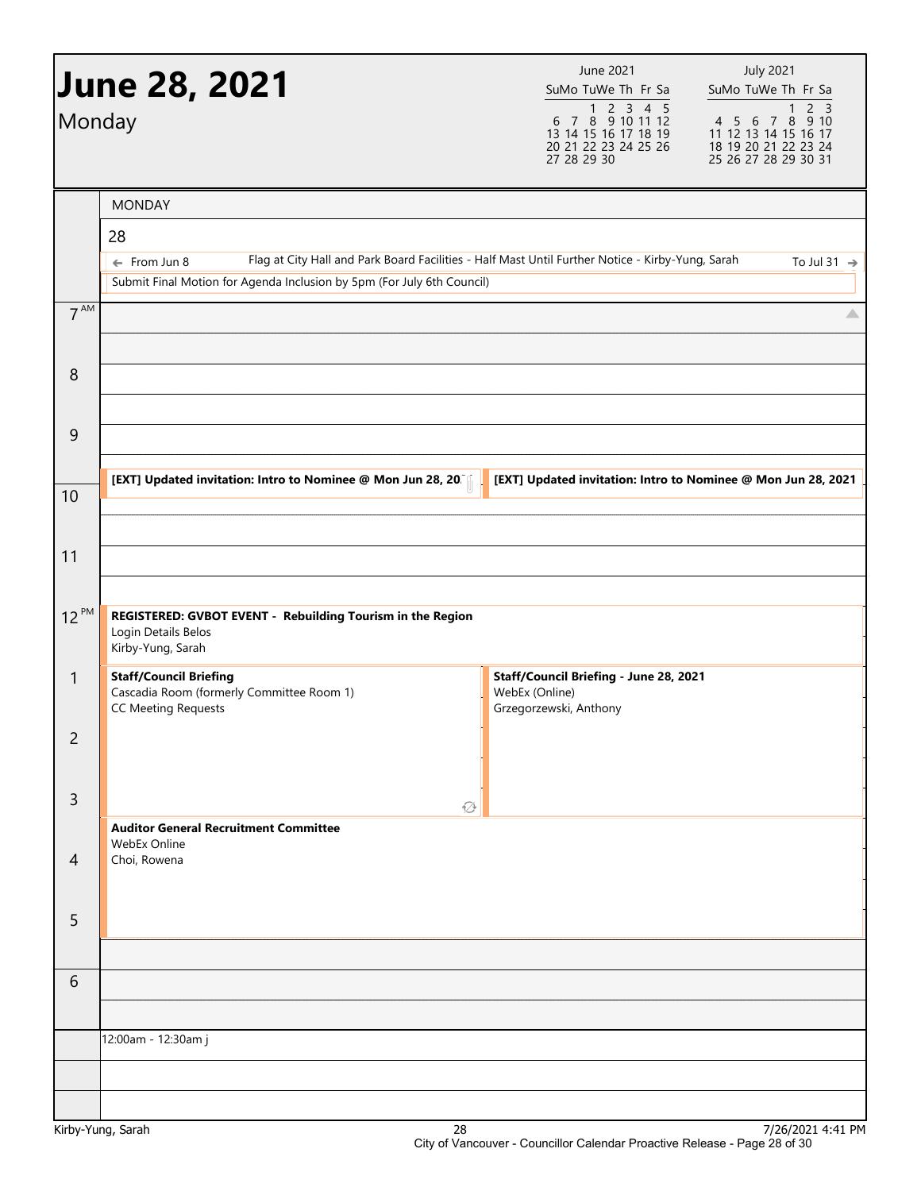# June 28, 2021

Monday

| June 2021 | | | | | | |
|---|---|---|---|---|---|---|
| Su | Mo | Tu | We | Th | Fr | Sa |
| | | 1 | 2 | 3 | 4 | 5 |
| 6 | 7 | 8 | 9 | 10 | 11 | 12 |
| 13 | 14 | 15 | 16 | 17 | 18 | 19 |
| 20 | 21 | 22 | 23 | 24 | 25 | 26 |
| 27 | 28 | 29 | 30 | | | |

| July 2021 | | | | | | |
|---|---|---|---|---|---|---|
| Su | Mo | Tu | We | Th | Fr | Sa |
| | | | | 1 | 2 | 3 |
| 4 | 5 | 6 | 7 | 8 | 9 | 10 |
| 11 | 12 | 13 | 14 | 15 | 16 | 17 |
| 18 | 19 | 20 | 21 | 22 | 23 | 24 |
| 25 | 26 | 27 | 28 | 29 | 30 | 31 |

MONDAY

28

← From Jun 8 — Flag at City Hall and Park Board Facilities - Half Mast Until Further Notice - Kirby-Yung, Sarah — To Jul 31 →

Submit Final Motion for Agenda Inclusion by 5pm (For July 6th Council)

| Time | Events |
|---|---|
| 7 AM | |
| 8 | |
| 9 | |
| 9:30 | **[EXT] Updated invitation: Intro to Nominee @ Mon Jun 28, 20...** / **[EXT] Updated invitation: Intro to Nominee @ Mon Jun 28, 2021** |
| 10 | |
| 11 | |
| 12 PM | **REGISTERED: GVBOT EVENT - Rebuilding Tourism in the Region** — Login Details Belos — Kirby-Yung, Sarah |
| 1 | **Staff/Council Briefing** — Cascadia Room (formerly Committee Room 1) — CC Meeting Requests / **Staff/Council Briefing - June 28, 2021** — WebEx (Online) — Grzegorzewski, Anthony |
| 2 | |
| 3 | |
| 3:30 | **Auditor General Recruitment Committee** — WebEx Online — Choi, Rowena |
| 4 | |
| 5 | |
| 6 | |

12:00am - 12:30am j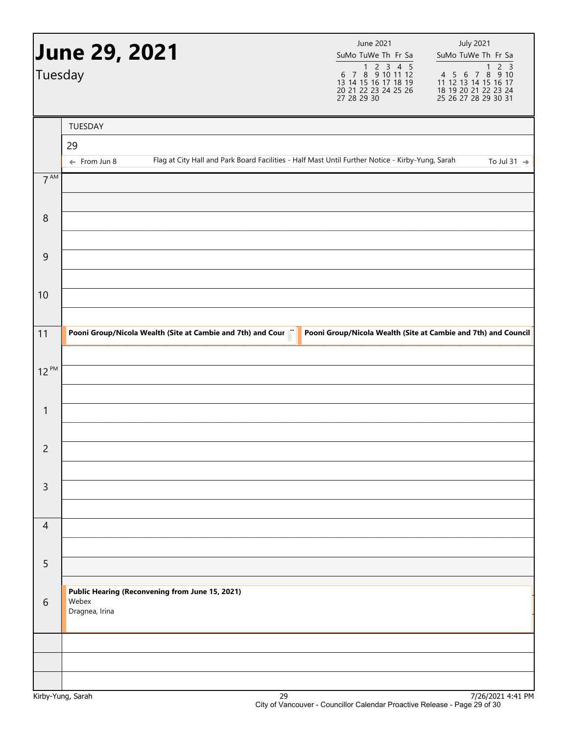# June 29, 2021

Tuesday

| June 2021 | | | | | | |
|---|---|---|---|---|---|---|
| Su | Mo | Tu | We | Th | Fr | Sa |
| | | 1 | 2 | 3 | 4 | 5 |
| 6 | 7 | 8 | 9 | 10 | 11 | 12 |
| 13 | 14 | 15 | 16 | 17 | 18 | 19 |
| 20 | 21 | 22 | 23 | 24 | 25 | 26 |
| 27 | 28 | 29 | 30 | | | |

| July 2021 | | | | | | |
|---|---|---|---|---|---|---|
| Su | Mo | Tu | We | Th | Fr | Sa |
| | | | | 1 | 2 | 3 |
| 4 | 5 | 6 | 7 | 8 | 9 | 10 |
| 11 | 12 | 13 | 14 | 15 | 16 | 17 |
| 18 | 19 | 20 | 21 | 22 | 23 | 24 |
| 25 | 26 | 27 | 28 | 29 | 30 | 31 |

TUESDAY

29

← From Jun 8 — Flag at City Hall and Park Board Facilities - Half Mast Until Further Notice - Kirby-Yung, Sarah — To Jul 31 →

| Time | Event |
|---|---|
| 7 AM | |
| 8 | |
| 9 | |
| 10 | |
| 11 | **Pooni Group/Nicola Wealth (Site at Cambie and 7th) and Cour** / **Pooni Group/Nicola Wealth (Site at Cambie and 7th) and Council** |
| 12 PM | |
| 1 | |
| 2 | |
| 3 | |
| 4 | |
| 5 | |
| 6 | **Public Hearing (Reconvening from June 15, 2021)**<br>Webex<br>Dragnea, Irina |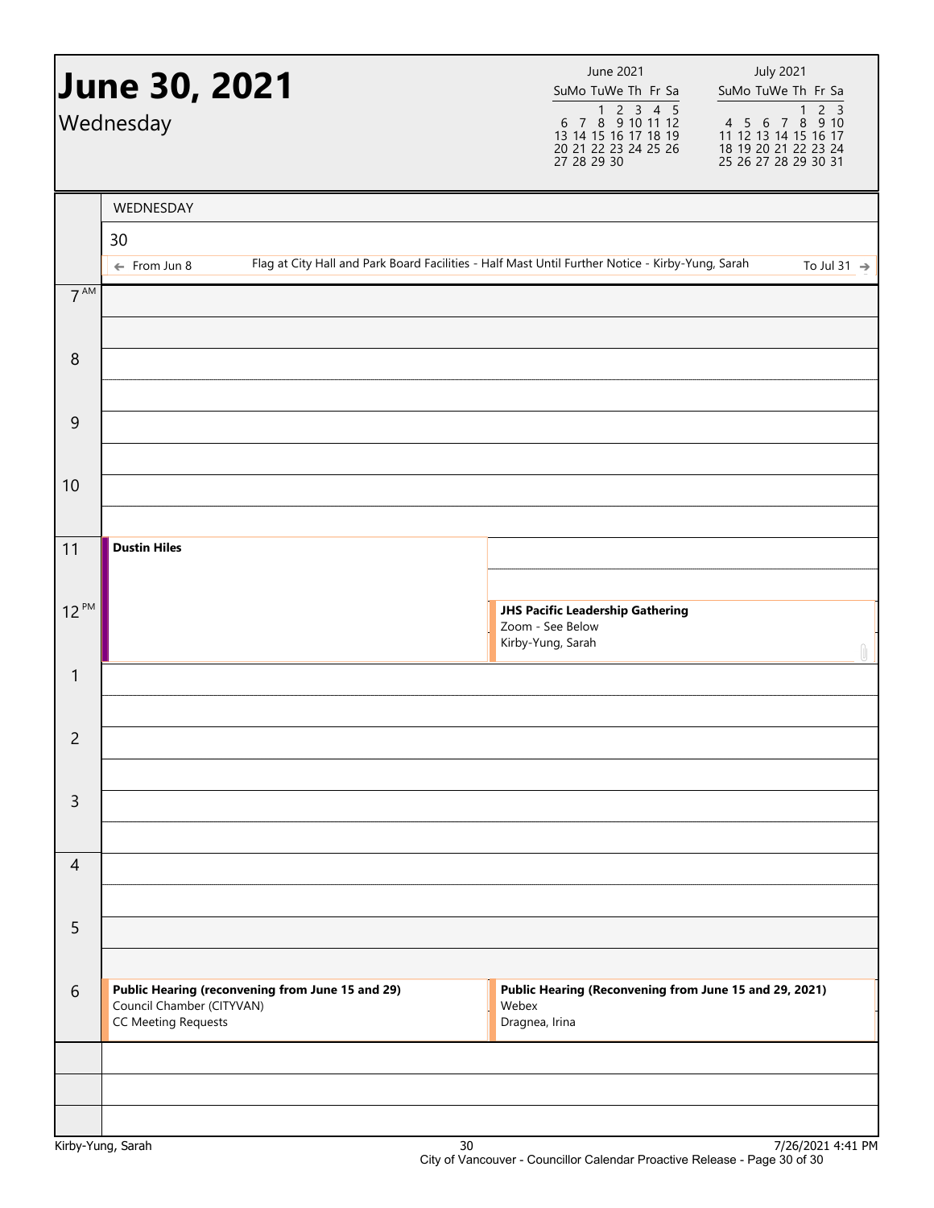# June 30, 2021

Wednesday

| June 2021 | | | | | | |
|---|---|---|---|---|---|---|
| Su | Mo | Tu | We | Th | Fr | Sa |
| | | 1 | 2 | 3 | 4 | 5 |
| 6 | 7 | 8 | 9 | 10 | 11 | 12 |
| 13 | 14 | 15 | 16 | 17 | 18 | 19 |
| 20 | 21 | 22 | 23 | 24 | 25 | 26 |
| 27 | 28 | 29 | 30 | | | |

| July 2021 | | | | | | |
|---|---|---|---|---|---|---|
| Su | Mo | Tu | We | Th | Fr | Sa |
| | | | | 1 | 2 | 3 |
| 4 | 5 | 6 | 7 | 8 | 9 | 10 |
| 11 | 12 | 13 | 14 | 15 | 16 | 17 |
| 18 | 19 | 20 | 21 | 22 | 23 | 24 |
| 25 | 26 | 27 | 28 | 29 | 30 | 31 |

WEDNESDAY

30

← From Jun 8 — Flag at City Hall and Park Board Facilities - Half Mast Until Further Notice - Kirby-Yung, Sarah — To Jul 31 →

| Time | Event | Event |
|---|---|---|
| 7 AM | | |
| 8 | | |
| 9 | | |
| 10 | | |
| 11 | **Dustin Hiles** | |
| 12 PM | | **JHS Pacific Leadership Gathering**<br>Zoom - See Below<br>Kirby-Yung, Sarah |
| 1 | | |
| 2 | | |
| 3 | | |
| 4 | | |
| 5 | | |
| 6 | **Public Hearing (reconvening from June 15 and 29)**<br>Council Chamber (CITYVAN)<br>CC Meeting Requests | **Public Hearing (Reconvening from June 15 and 29, 2021)**<br>Webex<br>Dragnea, Irina |